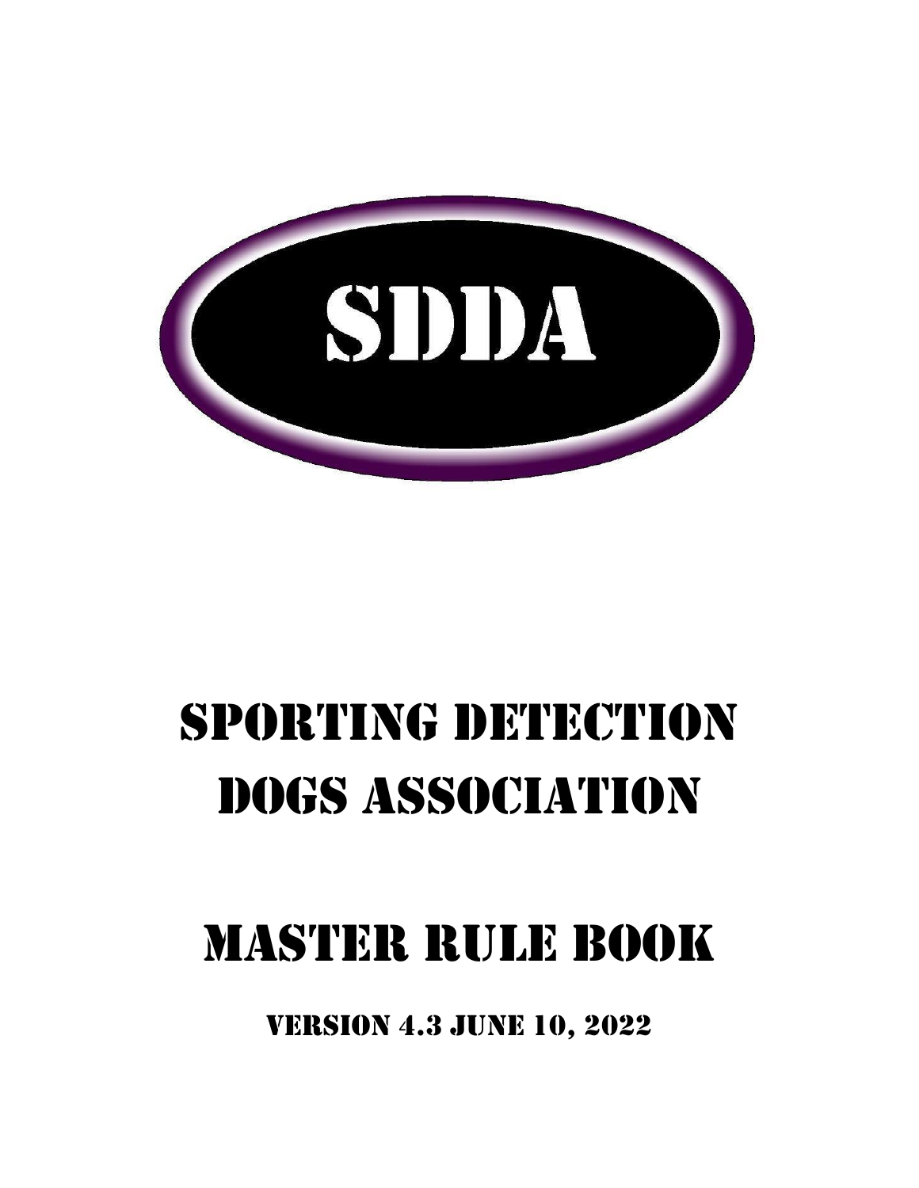SDDA

# Sporting Detection Dogs Association

# Master Rule Book

Version 4.3 June 10, 2022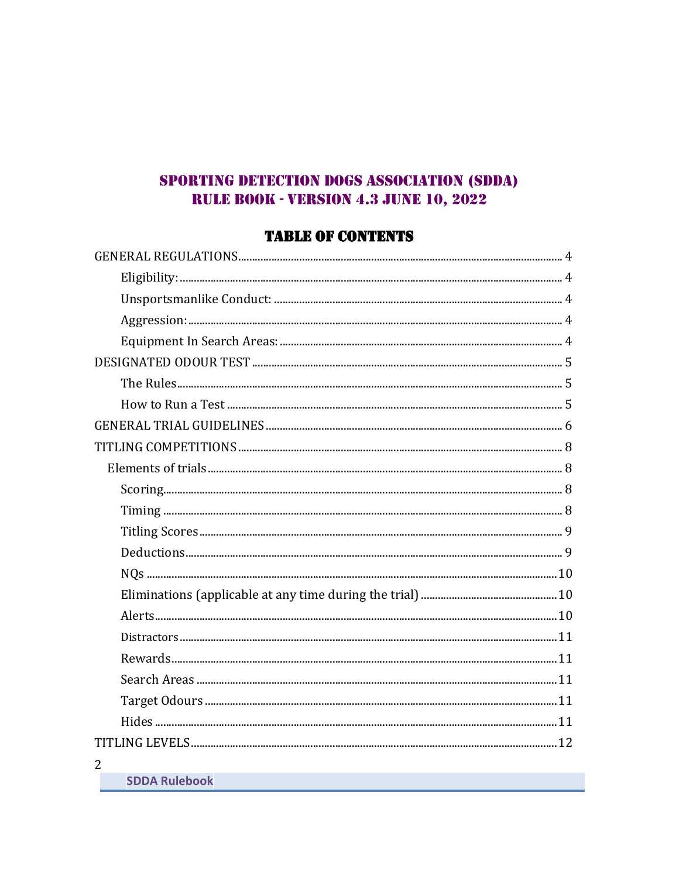# SPORTING DETECTION DOGS ASSOCIATION (SDDA)
# RULE BOOK - VERSION 4.3 JUNE 10, 2022

## TABLE OF CONTENTS

GENERAL REGULATIONS .......... 4
- Eligibility: .......... 4
- Unsportsmanlike Conduct: .......... 4
- Aggression: .......... 4
- Equipment In Search Areas: .......... 4

DESIGNATED ODOUR TEST .......... 5
- The Rules .......... 5
- How to Run a Test .......... 5

GENERAL TRIAL GUIDELINES .......... 6

TITLING COMPETITIONS .......... 8
- Elements of trials .......... 8
  - Scoring .......... 8
  - Timing .......... 8
  - Titling Scores .......... 9
  - Deductions .......... 9
  - NQs .......... 10
  - Eliminations (applicable at any time during the trial) .......... 10
  - Alerts .......... 10
  - Distractors .......... 11
  - Rewards .......... 11
  - Search Areas .......... 11
  - Target Odours .......... 11
  - Hides .......... 11

TITLING LEVELS .......... 12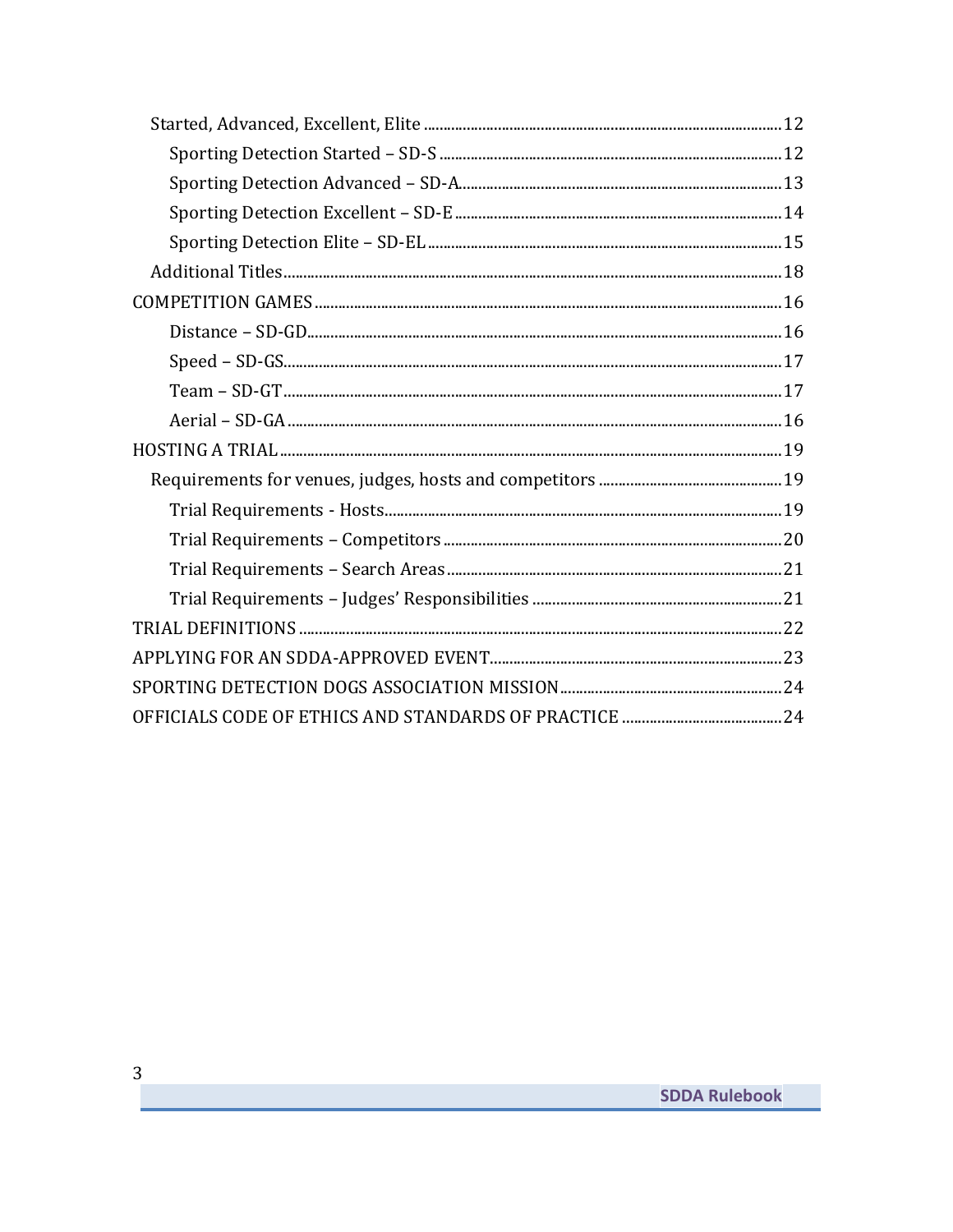Started, Advanced, Excellent, Elite ......... 12

Sporting Detection Started – SD-S ......... 12

Sporting Detection Advanced – SD-A......... 13

Sporting Detection Excellent – SD-E ......... 14

Sporting Detection Elite – SD-EL ......... 15

Additional Titles......... 18

COMPETITION GAMES ......... 16

Distance – SD-GD......... 16

Speed – SD-GS......... 17

Team – SD-GT ......... 17

Aerial – SD-GA ......... 16

HOSTING A TRIAL......... 19

Requirements for venues, judges, hosts and competitors ......... 19

Trial Requirements - Hosts......... 19

Trial Requirements – Competitors ......... 20

Trial Requirements – Search Areas ......... 21

Trial Requirements – Judges' Responsibilities ......... 21

TRIAL DEFINITIONS ......... 22

APPLYING FOR AN SDDA-APPROVED EVENT......... 23

SPORTING DETECTION DOGS ASSOCIATION MISSION......... 24

OFFICIALS CODE OF ETHICS AND STANDARDS OF PRACTICE ......... 24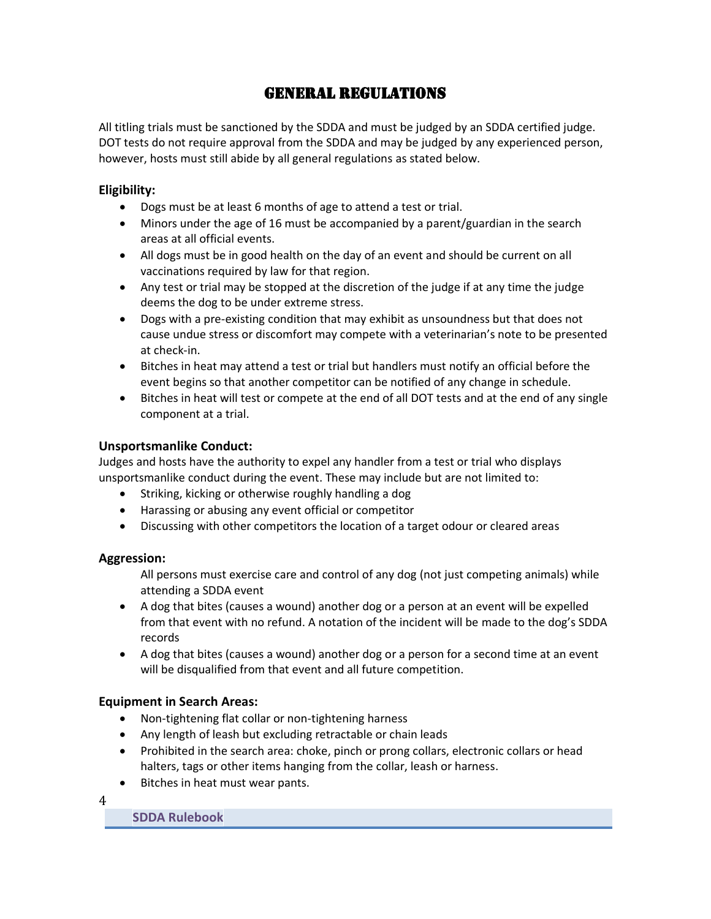# General Regulations

All titling trials must be sanctioned by the SDDA and must be judged by an SDDA certified judge. DOT tests do not require approval from the SDDA and may be judged by any experienced person, however, hosts must still abide by all general regulations as stated below.

### Eligibility:

- Dogs must be at least 6 months of age to attend a test or trial.
- Minors under the age of 16 must be accompanied by a parent/guardian in the search areas at all official events.
- All dogs must be in good health on the day of an event and should be current on all vaccinations required by law for that region.
- Any test or trial may be stopped at the discretion of the judge if at any time the judge deems the dog to be under extreme stress.
- Dogs with a pre-existing condition that may exhibit as unsoundness but that does not cause undue stress or discomfort may compete with a veterinarian's note to be presented at check-in.
- Bitches in heat may attend a test or trial but handlers must notify an official before the event begins so that another competitor can be notified of any change in schedule.
- Bitches in heat will test or compete at the end of all DOT tests and at the end of any single component at a trial.

### Unsportsmanlike Conduct:

Judges and hosts have the authority to expel any handler from a test or trial who displays unsportsmanlike conduct during the event. These may include but are not limited to:

- Striking, kicking or otherwise roughly handling a dog
- Harassing or abusing any event official or competitor
- Discussing with other competitors the location of a target odour or cleared areas

### Aggression:

All persons must exercise care and control of any dog (not just competing animals) while attending a SDDA event

- A dog that bites (causes a wound) another dog or a person at an event will be expelled from that event with no refund. A notation of the incident will be made to the dog's SDDA records
- A dog that bites (causes a wound) another dog or a person for a second time at an event will be disqualified from that event and all future competition.

### Equipment in Search Areas:

- Non-tightening flat collar or non-tightening harness
- Any length of leash but excluding retractable or chain leads
- Prohibited in the search area: choke, pinch or prong collars, electronic collars or head halters, tags or other items hanging from the collar, leash or harness.
- Bitches in heat must wear pants.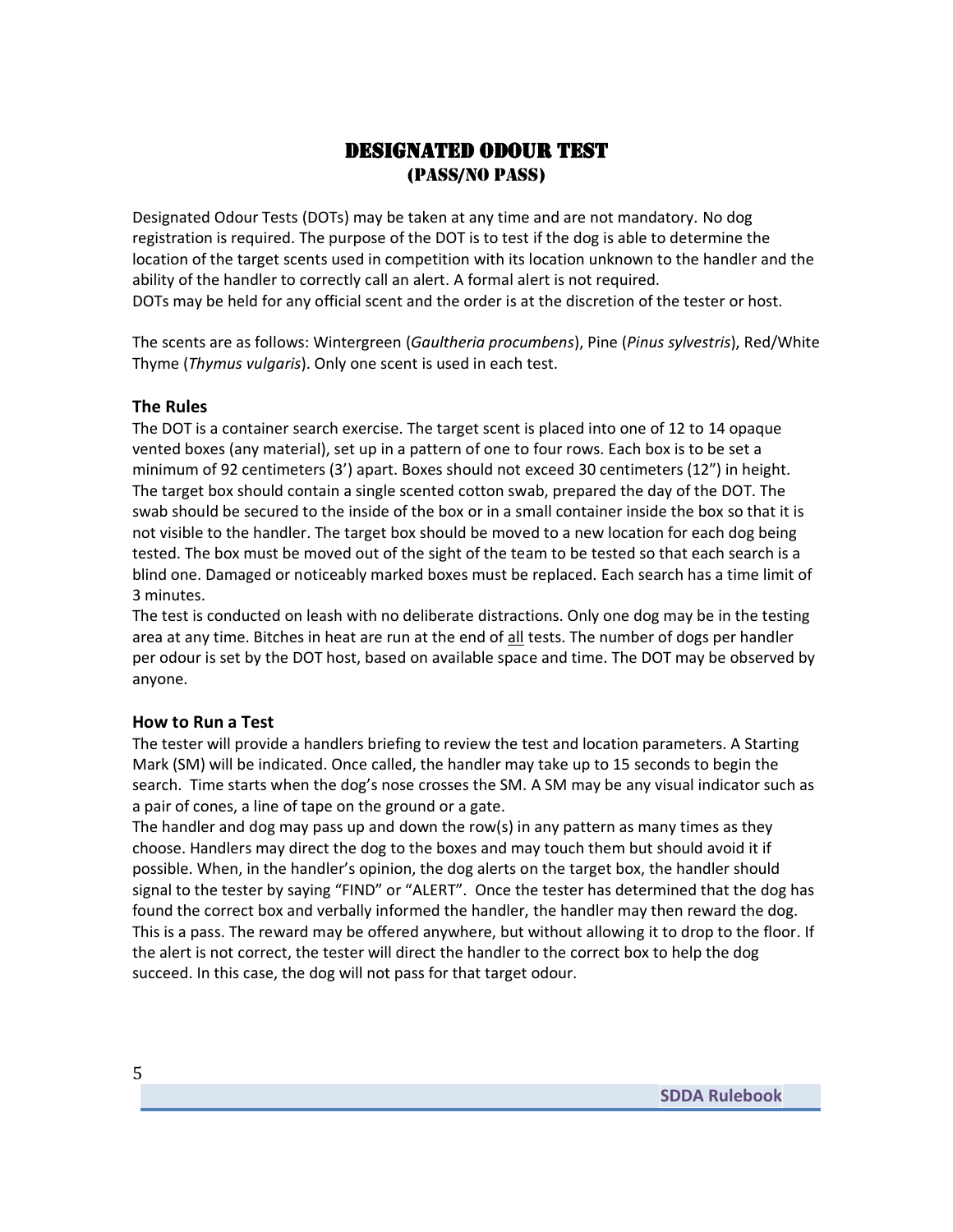# DESIGNATED ODOUR TEST
## (PASS/NO PASS)

Designated Odour Tests (DOTs) may be taken at any time and are not mandatory. No dog registration is required. The purpose of the DOT is to test if the dog is able to determine the location of the target scents used in competition with its location unknown to the handler and the ability of the handler to correctly call an alert. A formal alert is not required.
DOTs may be held for any official scent and the order is at the discretion of the tester or host.

The scents are as follows: Wintergreen (*Gaultheria procumbens*), Pine (*Pinus sylvestris*), Red/White Thyme (*Thymus vulgaris*). Only one scent is used in each test.

### The Rules

The DOT is a container search exercise. The target scent is placed into one of 12 to 14 opaque vented boxes (any material), set up in a pattern of one to four rows. Each box is to be set a minimum of 92 centimeters (3') apart. Boxes should not exceed 30 centimeters (12") in height. The target box should contain a single scented cotton swab, prepared the day of the DOT. The swab should be secured to the inside of the box or in a small container inside the box so that it is not visible to the handler. The target box should be moved to a new location for each dog being tested. The box must be moved out of the sight of the team to be tested so that each search is a blind one. Damaged or noticeably marked boxes must be replaced. Each search has a time limit of 3 minutes.
The test is conducted on leash with no deliberate distractions. Only one dog may be in the testing area at any time. Bitches in heat are run at the end of <u>all</u> tests. The number of dogs per handler per odour is set by the DOT host, based on available space and time. The DOT may be observed by anyone.

### How to Run a Test

The tester will provide a handlers briefing to review the test and location parameters. A Starting Mark (SM) will be indicated. Once called, the handler may take up to 15 seconds to begin the search. Time starts when the dog's nose crosses the SM. A SM may be any visual indicator such as a pair of cones, a line of tape on the ground or a gate.
The handler and dog may pass up and down the row(s) in any pattern as many times as they choose. Handlers may direct the dog to the boxes and may touch them but should avoid it if possible. When, in the handler's opinion, the dog alerts on the target box, the handler should signal to the tester by saying "FIND" or "ALERT". Once the tester has determined that the dog has found the correct box and verbally informed the handler, the handler may then reward the dog. This is a pass. The reward may be offered anywhere, but without allowing it to drop to the floor. If the alert is not correct, the tester will direct the handler to the correct box to help the dog succeed. In this case, the dog will not pass for that target odour.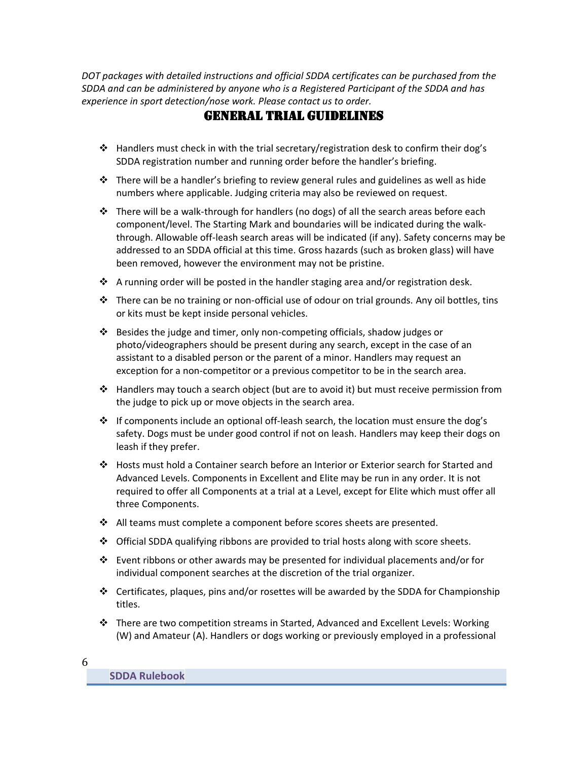*DOT packages with detailed instructions and official SDDA certificates can be purchased from the SDDA and can be administered by anyone who is a Registered Participant of the SDDA and has experience in sport detection/nose work. Please contact us to order.*

## GENERAL TRIAL GUIDELINES

- Handlers must check in with the trial secretary/registration desk to confirm their dog's SDDA registration number and running order before the handler's briefing.
- There will be a handler's briefing to review general rules and guidelines as well as hide numbers where applicable. Judging criteria may also be reviewed on request.
- There will be a walk-through for handlers (no dogs) of all the search areas before each component/level. The Starting Mark and boundaries will be indicated during the walk-through. Allowable off-leash search areas will be indicated (if any). Safety concerns may be addressed to an SDDA official at this time. Gross hazards (such as broken glass) will have been removed, however the environment may not be pristine.
- A running order will be posted in the handler staging area and/or registration desk.
- There can be no training or non-official use of odour on trial grounds. Any oil bottles, tins or kits must be kept inside personal vehicles.
- Besides the judge and timer, only non-competing officials, shadow judges or photo/videographers should be present during any search, except in the case of an assistant to a disabled person or the parent of a minor. Handlers may request an exception for a non-competitor or a previous competitor to be in the search area.
- Handlers may touch a search object (but are to avoid it) but must receive permission from the judge to pick up or move objects in the search area.
- If components include an optional off-leash search, the location must ensure the dog's safety. Dogs must be under good control if not on leash. Handlers may keep their dogs on leash if they prefer.
- Hosts must hold a Container search before an Interior or Exterior search for Started and Advanced Levels. Components in Excellent and Elite may be run in any order. It is not required to offer all Components at a trial at a Level, except for Elite which must offer all three Components.
- All teams must complete a component before scores sheets are presented.
- Official SDDA qualifying ribbons are provided to trial hosts along with score sheets.
- Event ribbons or other awards may be presented for individual placements and/or for individual component searches at the discretion of the trial organizer.
- Certificates, plaques, pins and/or rosettes will be awarded by the SDDA for Championship titles.
- There are two competition streams in Started, Advanced and Excellent Levels: Working (W) and Amateur (A). Handlers or dogs working or previously employed in a professional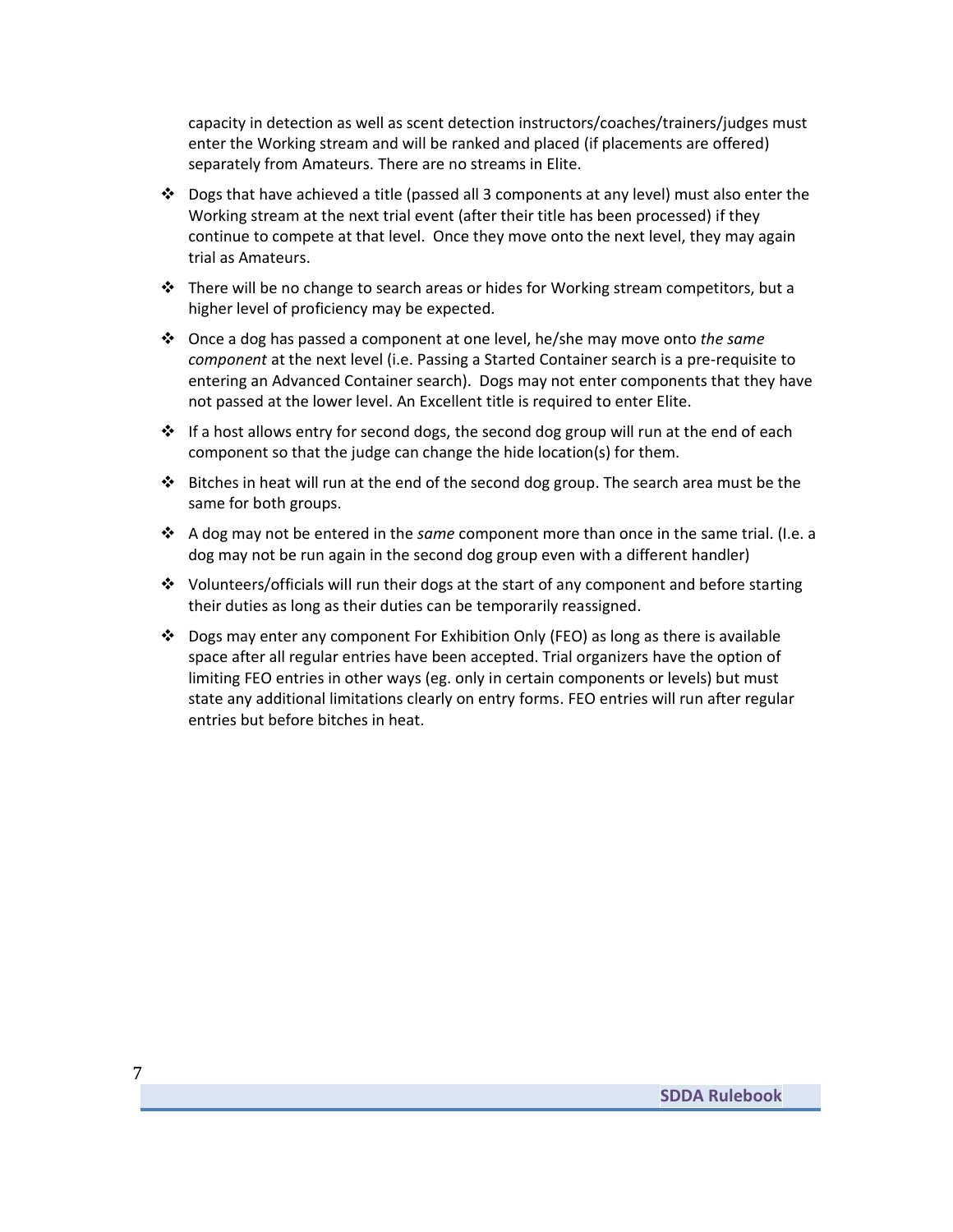capacity in detection as well as scent detection instructors/coaches/trainers/judges must enter the Working stream and will be ranked and placed (if placements are offered) separately from Amateurs. There are no streams in Elite.

- Dogs that have achieved a title (passed all 3 components at any level) must also enter the Working stream at the next trial event (after their title has been processed) if they continue to compete at that level. Once they move onto the next level, they may again trial as Amateurs.
- There will be no change to search areas or hides for Working stream competitors, but a higher level of proficiency may be expected.
- Once a dog has passed a component at one level, he/she may move onto *the same component* at the next level (i.e. Passing a Started Container search is a pre-requisite to entering an Advanced Container search). Dogs may not enter components that they have not passed at the lower level. An Excellent title is required to enter Elite.
- If a host allows entry for second dogs, the second dog group will run at the end of each component so that the judge can change the hide location(s) for them.
- Bitches in heat will run at the end of the second dog group. The search area must be the same for both groups.
- A dog may not be entered in the *same* component more than once in the same trial. (I.e. a dog may not be run again in the second dog group even with a different handler)
- Volunteers/officials will run their dogs at the start of any component and before starting their duties as long as their duties can be temporarily reassigned.
- Dogs may enter any component For Exhibition Only (FEO) as long as there is available space after all regular entries have been accepted. Trial organizers have the option of limiting FEO entries in other ways (eg. only in certain components or levels) but must state any additional limitations clearly on entry forms. FEO entries will run after regular entries but before bitches in heat.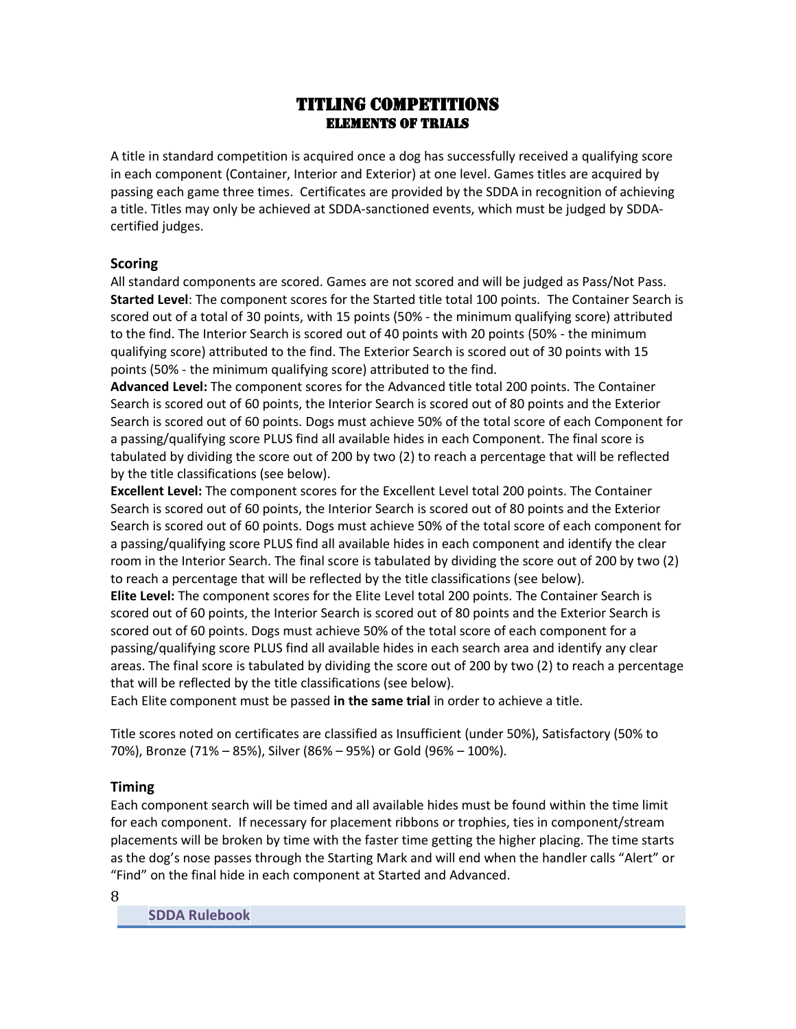# TITLING COMPETITIONS

## ELEMENTS OF TRIALS

A title in standard competition is acquired once a dog has successfully received a qualifying score in each component (Container, Interior and Exterior) at one level. Games titles are acquired by passing each game three times. Certificates are provided by the SDDA in recognition of achieving a title. Titles may only be achieved at SDDA-sanctioned events, which must be judged by SDDA-certified judges.

### Scoring

All standard components are scored. Games are not scored and will be judged as Pass/Not Pass.

**Started Level**: The component scores for the Started title total 100 points. The Container Search is scored out of a total of 30 points, with 15 points (50% - the minimum qualifying score) attributed to the find. The Interior Search is scored out of 40 points with 20 points (50% - the minimum qualifying score) attributed to the find. The Exterior Search is scored out of 30 points with 15 points (50% - the minimum qualifying score) attributed to the find.

**Advanced Level:** The component scores for the Advanced title total 200 points. The Container Search is scored out of 60 points, the Interior Search is scored out of 80 points and the Exterior Search is scored out of 60 points. Dogs must achieve 50% of the total score of each Component for a passing/qualifying score PLUS find all available hides in each Component. The final score is tabulated by dividing the score out of 200 by two (2) to reach a percentage that will be reflected by the title classifications (see below).

**Excellent Level:** The component scores for the Excellent Level total 200 points. The Container Search is scored out of 60 points, the Interior Search is scored out of 80 points and the Exterior Search is scored out of 60 points. Dogs must achieve 50% of the total score of each component for a passing/qualifying score PLUS find all available hides in each component and identify the clear room in the Interior Search. The final score is tabulated by dividing the score out of 200 by two (2) to reach a percentage that will be reflected by the title classifications (see below).

**Elite Level:** The component scores for the Elite Level total 200 points. The Container Search is scored out of 60 points, the Interior Search is scored out of 80 points and the Exterior Search is scored out of 60 points. Dogs must achieve 50% of the total score of each component for a passing/qualifying score PLUS find all available hides in each search area and identify any clear areas. The final score is tabulated by dividing the score out of 200 by two (2) to reach a percentage that will be reflected by the title classifications (see below).

Each Elite component must be passed **in the same trial** in order to achieve a title.

Title scores noted on certificates are classified as Insufficient (under 50%), Satisfactory (50% to 70%), Bronze (71% – 85%), Silver (86% – 95%) or Gold (96% – 100%).

### Timing

Each component search will be timed and all available hides must be found within the time limit for each component. If necessary for placement ribbons or trophies, ties in component/stream placements will be broken by time with the faster time getting the higher placing. The time starts as the dog's nose passes through the Starting Mark and will end when the handler calls "Alert" or "Find" on the final hide in each component at Started and Advanced.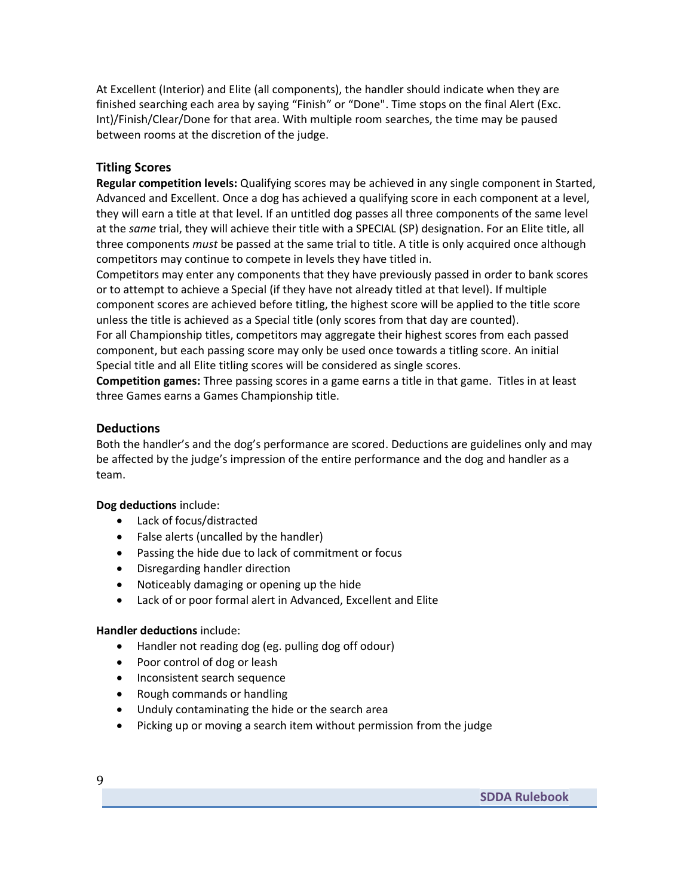At Excellent (Interior) and Elite (all components), the handler should indicate when they are finished searching each area by saying "Finish" or "Done". Time stops on the final Alert (Exc. Int)/Finish/Clear/Done for that area. With multiple room searches, the time may be paused between rooms at the discretion of the judge.

### Titling Scores

**Regular competition levels:** Qualifying scores may be achieved in any single component in Started, Advanced and Excellent. Once a dog has achieved a qualifying score in each component at a level, they will earn a title at that level. If an untitled dog passes all three components of the same level at the *same* trial, they will achieve their title with a SPECIAL (SP) designation. For an Elite title, all three components *must* be passed at the same trial to title. A title is only acquired once although competitors may continue to compete in levels they have titled in.

Competitors may enter any components that they have previously passed in order to bank scores or to attempt to achieve a Special (if they have not already titled at that level). If multiple component scores are achieved before titling, the highest score will be applied to the title score unless the title is achieved as a Special title (only scores from that day are counted).

For all Championship titles, competitors may aggregate their highest scores from each passed component, but each passing score may only be used once towards a titling score. An initial Special title and all Elite titling scores will be considered as single scores.

**Competition games:** Three passing scores in a game earns a title in that game. Titles in at least three Games earns a Games Championship title.

### Deductions

Both the handler's and the dog's performance are scored. Deductions are guidelines only and may be affected by the judge's impression of the entire performance and the dog and handler as a team.

**Dog deductions** include:

- Lack of focus/distracted
- False alerts (uncalled by the handler)
- Passing the hide due to lack of commitment or focus
- Disregarding handler direction
- Noticeably damaging or opening up the hide
- Lack of or poor formal alert in Advanced, Excellent and Elite

**Handler deductions** include:

- Handler not reading dog (eg. pulling dog off odour)
- Poor control of dog or leash
- Inconsistent search sequence
- Rough commands or handling
- Unduly contaminating the hide or the search area
- Picking up or moving a search item without permission from the judge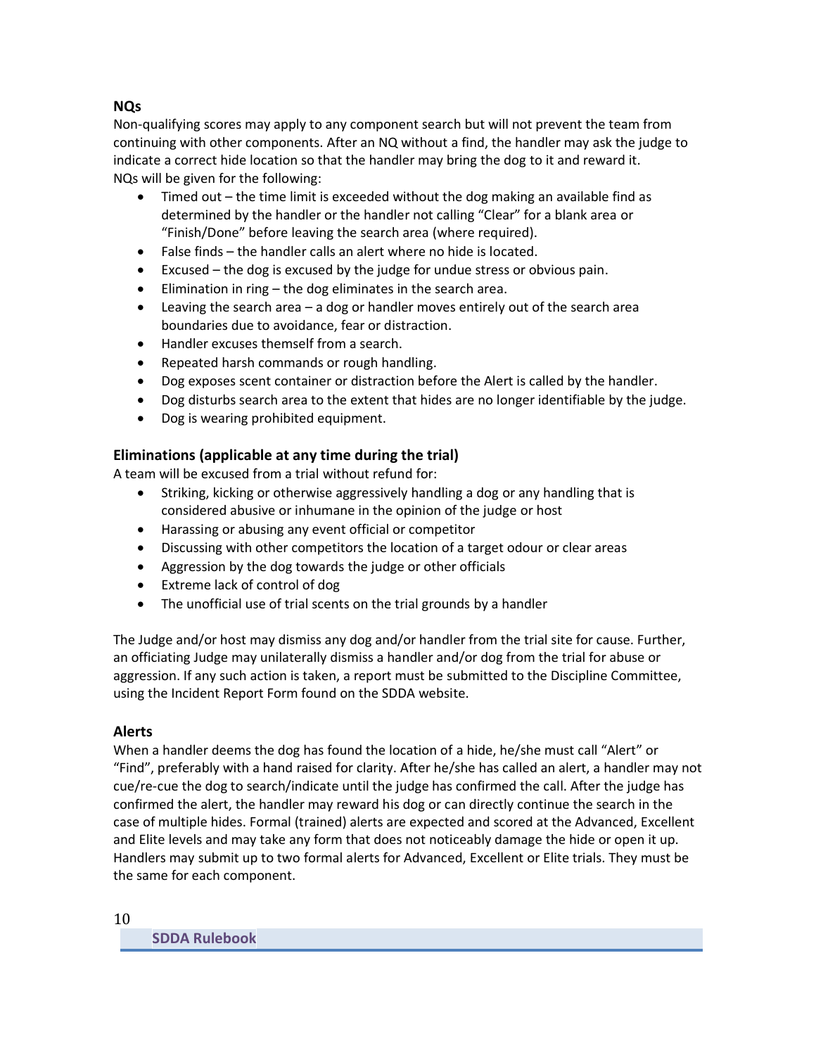### NQs

Non-qualifying scores may apply to any component search but will not prevent the team from continuing with other components. After an NQ without a find, the handler may ask the judge to indicate a correct hide location so that the handler may bring the dog to it and reward it.
NQs will be given for the following:

- Timed out – the time limit is exceeded without the dog making an available find as determined by the handler or the handler not calling "Clear" for a blank area or "Finish/Done" before leaving the search area (where required).
- False finds – the handler calls an alert where no hide is located.
- Excused – the dog is excused by the judge for undue stress or obvious pain.
- Elimination in ring – the dog eliminates in the search area.
- Leaving the search area – a dog or handler moves entirely out of the search area boundaries due to avoidance, fear or distraction.
- Handler excuses themself from a search.
- Repeated harsh commands or rough handling.
- Dog exposes scent container or distraction before the Alert is called by the handler.
- Dog disturbs search area to the extent that hides are no longer identifiable by the judge.
- Dog is wearing prohibited equipment.

### Eliminations (applicable at any time during the trial)

A team will be excused from a trial without refund for:

- Striking, kicking or otherwise aggressively handling a dog or any handling that is considered abusive or inhumane in the opinion of the judge or host
- Harassing or abusing any event official or competitor
- Discussing with other competitors the location of a target odour or clear areas
- Aggression by the dog towards the judge or other officials
- Extreme lack of control of dog
- The unofficial use of trial scents on the trial grounds by a handler

The Judge and/or host may dismiss any dog and/or handler from the trial site for cause. Further, an officiating Judge may unilaterally dismiss a handler and/or dog from the trial for abuse or aggression. If any such action is taken, a report must be submitted to the Discipline Committee, using the Incident Report Form found on the SDDA website.

### Alerts

When a handler deems the dog has found the location of a hide, he/she must call "Alert" or "Find", preferably with a hand raised for clarity. After he/she has called an alert, a handler may not cue/re-cue the dog to search/indicate until the judge has confirmed the call. After the judge has confirmed the alert, the handler may reward his dog or can directly continue the search in the case of multiple hides. Formal (trained) alerts are expected and scored at the Advanced, Excellent and Elite levels and may take any form that does not noticeably damage the hide or open it up. Handlers may submit up to two formal alerts for Advanced, Excellent or Elite trials. They must be the same for each component.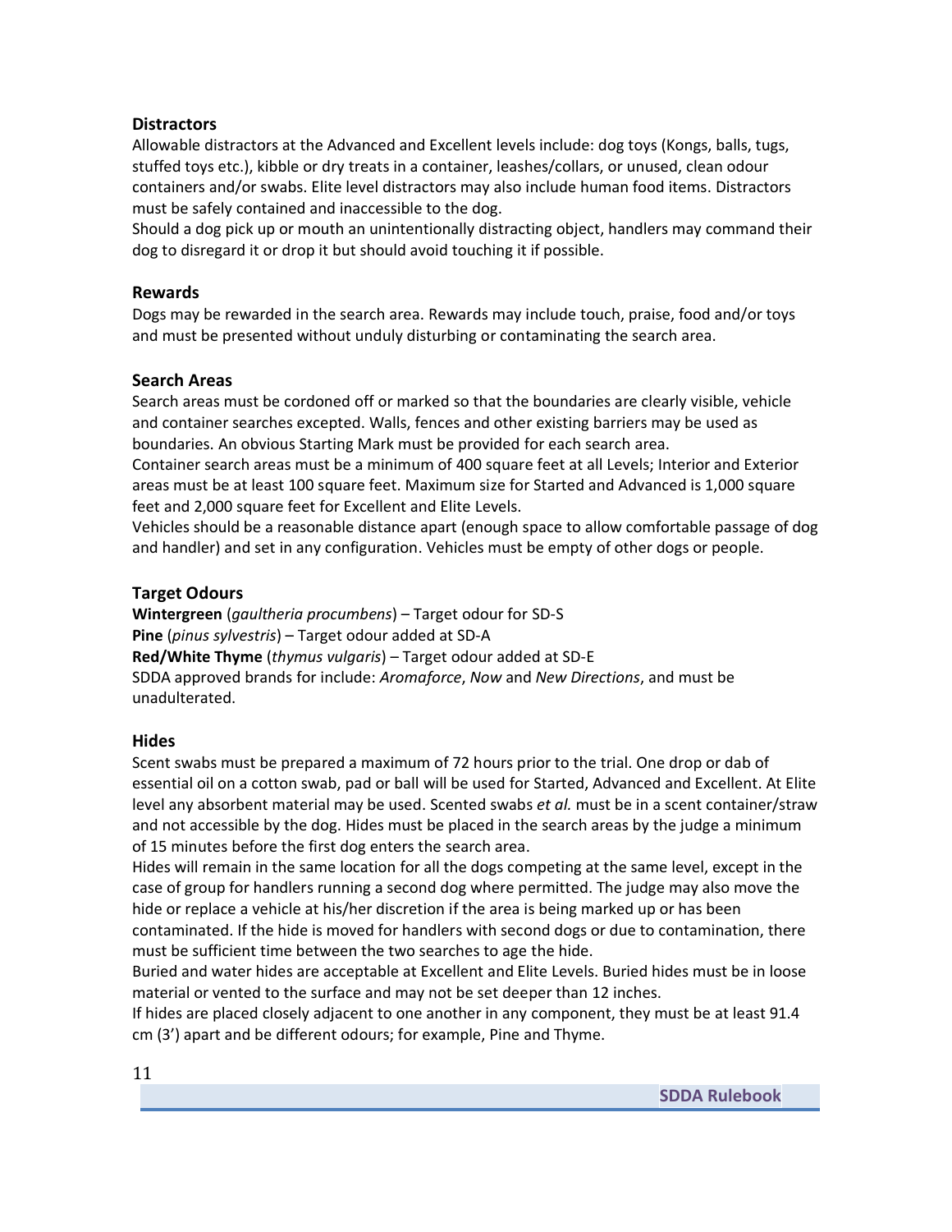### Distractors

Allowable distractors at the Advanced and Excellent levels include: dog toys (Kongs, balls, tugs, stuffed toys etc.), kibble or dry treats in a container, leashes/collars, or unused, clean odour containers and/or swabs. Elite level distractors may also include human food items. Distractors must be safely contained and inaccessible to the dog.

Should a dog pick up or mouth an unintentionally distracting object, handlers may command their dog to disregard it or drop it but should avoid touching it if possible.

### Rewards

Dogs may be rewarded in the search area. Rewards may include touch, praise, food and/or toys and must be presented without unduly disturbing or contaminating the search area.

### Search Areas

Search areas must be cordoned off or marked so that the boundaries are clearly visible, vehicle and container searches excepted. Walls, fences and other existing barriers may be used as boundaries. An obvious Starting Mark must be provided for each search area.

Container search areas must be a minimum of 400 square feet at all Levels; Interior and Exterior areas must be at least 100 square feet. Maximum size for Started and Advanced is 1,000 square feet and 2,000 square feet for Excellent and Elite Levels.

Vehicles should be a reasonable distance apart (enough space to allow comfortable passage of dog and handler) and set in any configuration. Vehicles must be empty of other dogs or people.

### Target Odours

**Wintergreen** (*gaultheria procumbens*) – Target odour for SD-S
**Pine** (*pinus sylvestris*) – Target odour added at SD-A
**Red/White Thyme** (*thymus vulgaris*) – Target odour added at SD-E
SDDA approved brands for include: *Aromaforce*, *Now* and *New Directions*, and must be unadulterated.

### Hides

Scent swabs must be prepared a maximum of 72 hours prior to the trial. One drop or dab of essential oil on a cotton swab, pad or ball will be used for Started, Advanced and Excellent. At Elite level any absorbent material may be used. Scented swabs *et al.* must be in a scent container/straw and not accessible by the dog. Hides must be placed in the search areas by the judge a minimum of 15 minutes before the first dog enters the search area.

Hides will remain in the same location for all the dogs competing at the same level, except in the case of group for handlers running a second dog where permitted. The judge may also move the hide or replace a vehicle at his/her discretion if the area is being marked up or has been contaminated. If the hide is moved for handlers with second dogs or due to contamination, there must be sufficient time between the two searches to age the hide.

Buried and water hides are acceptable at Excellent and Elite Levels. Buried hides must be in loose material or vented to the surface and may not be set deeper than 12 inches.

If hides are placed closely adjacent to one another in any component, they must be at least 91.4 cm (3') apart and be different odours; for example, Pine and Thyme.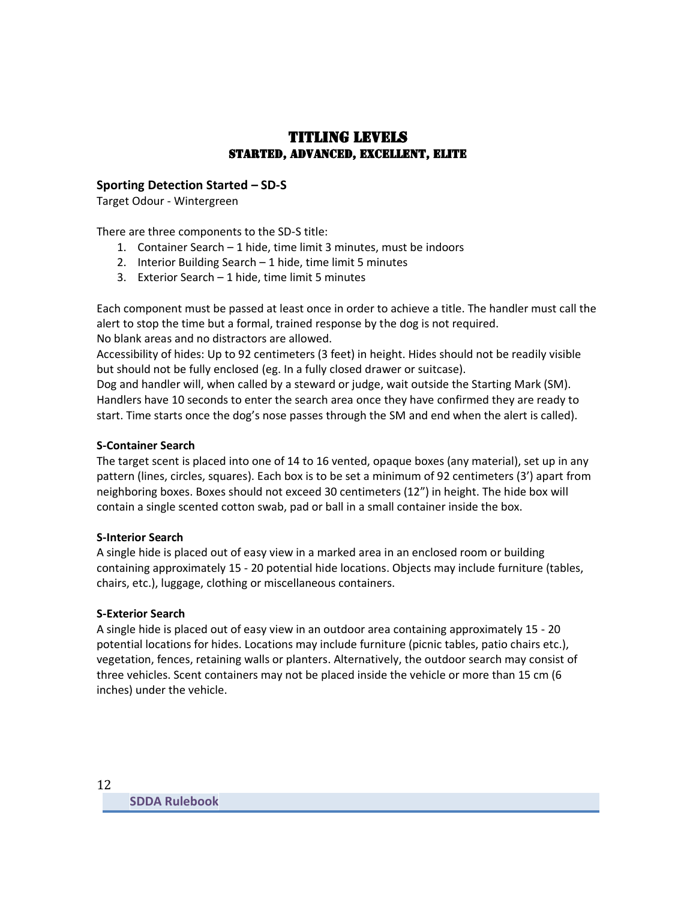# TITLING LEVELS
## STARTED, ADVANCED, EXCELLENT, ELITE

### Sporting Detection Started – SD-S

Target Odour - Wintergreen

There are three components to the SD-S title:

1. Container Search – 1 hide, time limit 3 minutes, must be indoors
2. Interior Building Search – 1 hide, time limit 5 minutes
3. Exterior Search – 1 hide, time limit 5 minutes

Each component must be passed at least once in order to achieve a title. The handler must call the alert to stop the time but a formal, trained response by the dog is not required.
No blank areas and no distractors are allowed.
Accessibility of hides: Up to 92 centimeters (3 feet) in height. Hides should not be readily visible but should not be fully enclosed (eg. In a fully closed drawer or suitcase).
Dog and handler will, when called by a steward or judge, wait outside the Starting Mark (SM). Handlers have 10 seconds to enter the search area once they have confirmed they are ready to start. Time starts once the dog's nose passes through the SM and end when the alert is called).

**S-Container Search**

The target scent is placed into one of 14 to 16 vented, opaque boxes (any material), set up in any pattern (lines, circles, squares). Each box is to be set a minimum of 92 centimeters (3') apart from neighboring boxes. Boxes should not exceed 30 centimeters (12") in height. The hide box will contain a single scented cotton swab, pad or ball in a small container inside the box.

**S-Interior Search**

A single hide is placed out of easy view in a marked area in an enclosed room or building containing approximately 15 - 20 potential hide locations. Objects may include furniture (tables, chairs, etc.), luggage, clothing or miscellaneous containers.

**S-Exterior Search**

A single hide is placed out of easy view in an outdoor area containing approximately 15 - 20 potential locations for hides. Locations may include furniture (picnic tables, patio chairs etc.), vegetation, fences, retaining walls or planters. Alternatively, the outdoor search may consist of three vehicles. Scent containers may not be placed inside the vehicle or more than 15 cm (6 inches) under the vehicle.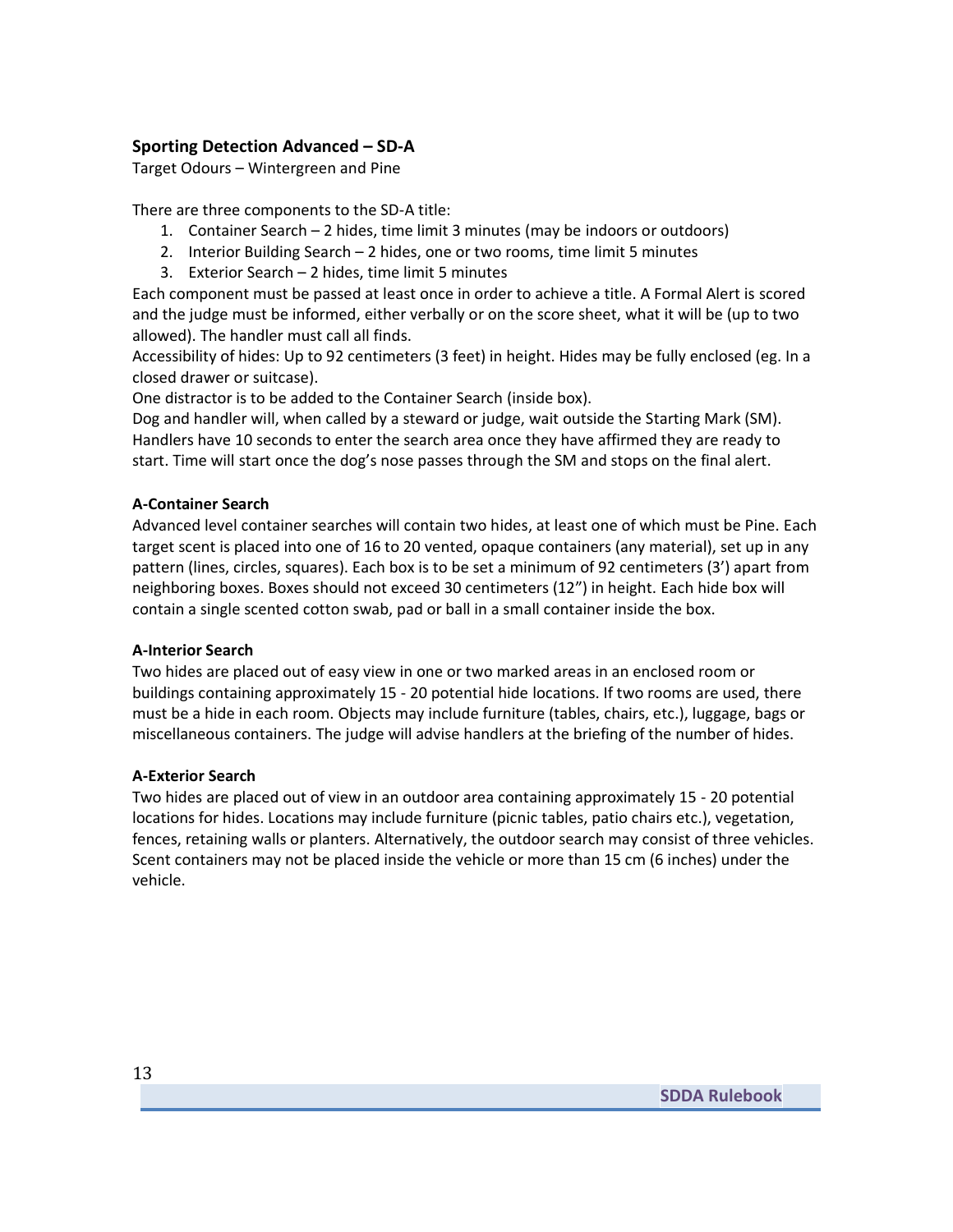## Sporting Detection Advanced – SD-A

Target Odours – Wintergreen and Pine

There are three components to the SD-A title:

1. Container Search – 2 hides, time limit 3 minutes (may be indoors or outdoors)
2. Interior Building Search – 2 hides, one or two rooms, time limit 5 minutes
3. Exterior Search – 2 hides, time limit 5 minutes

Each component must be passed at least once in order to achieve a title. A Formal Alert is scored and the judge must be informed, either verbally or on the score sheet, what it will be (up to two allowed). The handler must call all finds.

Accessibility of hides: Up to 92 centimeters (3 feet) in height. Hides may be fully enclosed (eg. In a closed drawer or suitcase).

One distractor is to be added to the Container Search (inside box).

Dog and handler will, when called by a steward or judge, wait outside the Starting Mark (SM). Handlers have 10 seconds to enter the search area once they have affirmed they are ready to start. Time will start once the dog's nose passes through the SM and stops on the final alert.

### A-Container Search

Advanced level container searches will contain two hides, at least one of which must be Pine. Each target scent is placed into one of 16 to 20 vented, opaque containers (any material), set up in any pattern (lines, circles, squares). Each box is to be set a minimum of 92 centimeters (3') apart from neighboring boxes. Boxes should not exceed 30 centimeters (12") in height. Each hide box will contain a single scented cotton swab, pad or ball in a small container inside the box.

### A-Interior Search

Two hides are placed out of easy view in one or two marked areas in an enclosed room or buildings containing approximately 15 - 20 potential hide locations. If two rooms are used, there must be a hide in each room. Objects may include furniture (tables, chairs, etc.), luggage, bags or miscellaneous containers. The judge will advise handlers at the briefing of the number of hides.

### A-Exterior Search

Two hides are placed out of view in an outdoor area containing approximately 15 - 20 potential locations for hides. Locations may include furniture (picnic tables, patio chairs etc.), vegetation, fences, retaining walls or planters. Alternatively, the outdoor search may consist of three vehicles. Scent containers may not be placed inside the vehicle or more than 15 cm (6 inches) under the vehicle.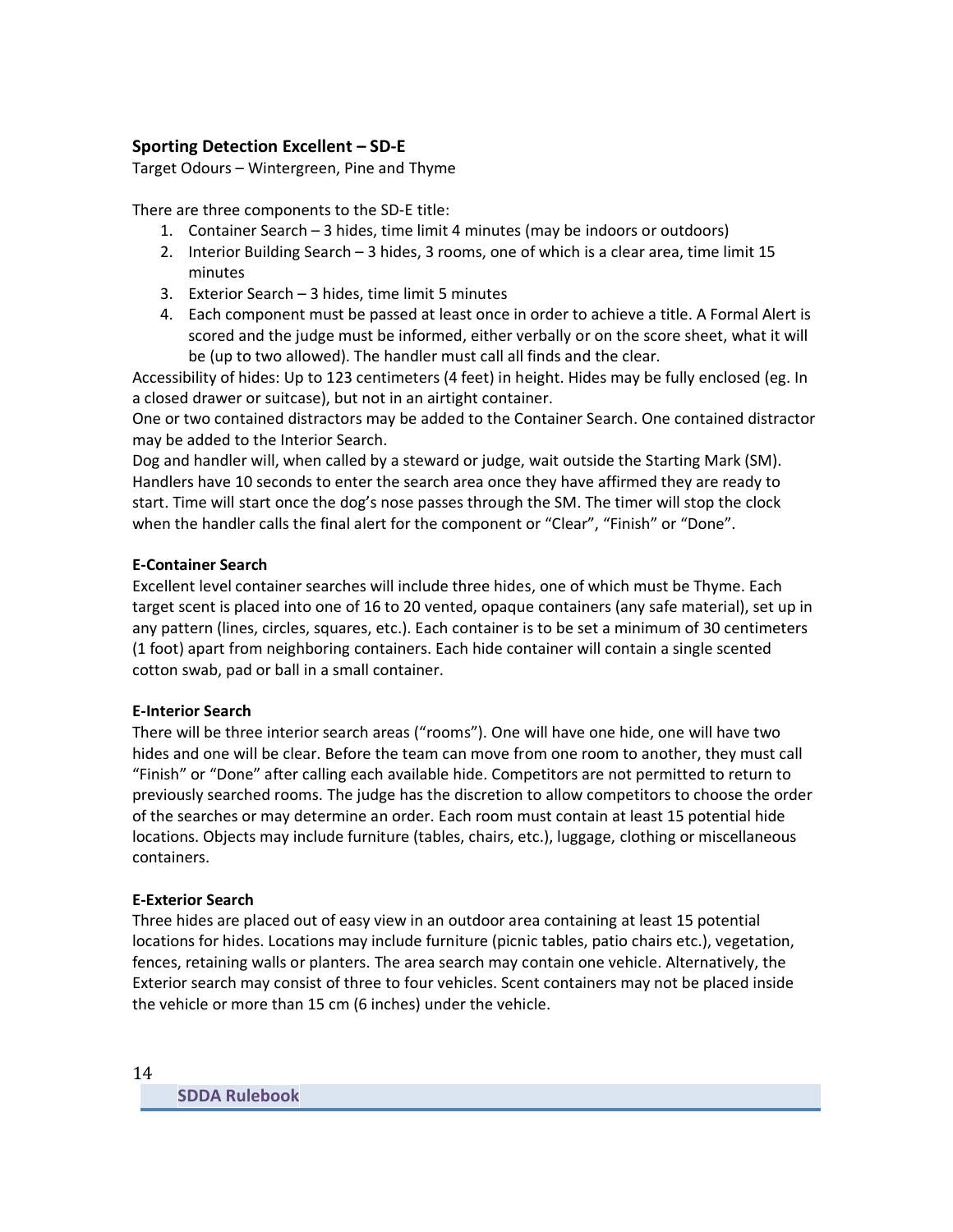**Sporting Detection Excellent – SD-E**

Target Odours – Wintergreen, Pine and Thyme

There are three components to the SD-E title:

1. Container Search – 3 hides, time limit 4 minutes (may be indoors or outdoors)
2. Interior Building Search – 3 hides, 3 rooms, one of which is a clear area, time limit 15 minutes
3. Exterior Search – 3 hides, time limit 5 minutes
4. Each component must be passed at least once in order to achieve a title. A Formal Alert is scored and the judge must be informed, either verbally or on the score sheet, what it will be (up to two allowed). The handler must call all finds and the clear.

Accessibility of hides: Up to 123 centimeters (4 feet) in height. Hides may be fully enclosed (eg. In a closed drawer or suitcase), but not in an airtight container.

One or two contained distractors may be added to the Container Search. One contained distractor may be added to the Interior Search.

Dog and handler will, when called by a steward or judge, wait outside the Starting Mark (SM). Handlers have 10 seconds to enter the search area once they have affirmed they are ready to start. Time will start once the dog's nose passes through the SM. The timer will stop the clock when the handler calls the final alert for the component or "Clear", "Finish" or "Done".

**E-Container Search**

Excellent level container searches will include three hides, one of which must be Thyme. Each target scent is placed into one of 16 to 20 vented, opaque containers (any safe material), set up in any pattern (lines, circles, squares, etc.). Each container is to be set a minimum of 30 centimeters (1 foot) apart from neighboring containers. Each hide container will contain a single scented cotton swab, pad or ball in a small container.

**E-Interior Search**

There will be three interior search areas ("rooms"). One will have one hide, one will have two hides and one will be clear. Before the team can move from one room to another, they must call "Finish" or "Done" after calling each available hide. Competitors are not permitted to return to previously searched rooms. The judge has the discretion to allow competitors to choose the order of the searches or may determine an order. Each room must contain at least 15 potential hide locations. Objects may include furniture (tables, chairs, etc.), luggage, clothing or miscellaneous containers.

**E-Exterior Search**

Three hides are placed out of easy view in an outdoor area containing at least 15 potential locations for hides. Locations may include furniture (picnic tables, patio chairs etc.), vegetation, fences, retaining walls or planters. The area search may contain one vehicle. Alternatively, the Exterior search may consist of three to four vehicles. Scent containers may not be placed inside the vehicle or more than 15 cm (6 inches) under the vehicle.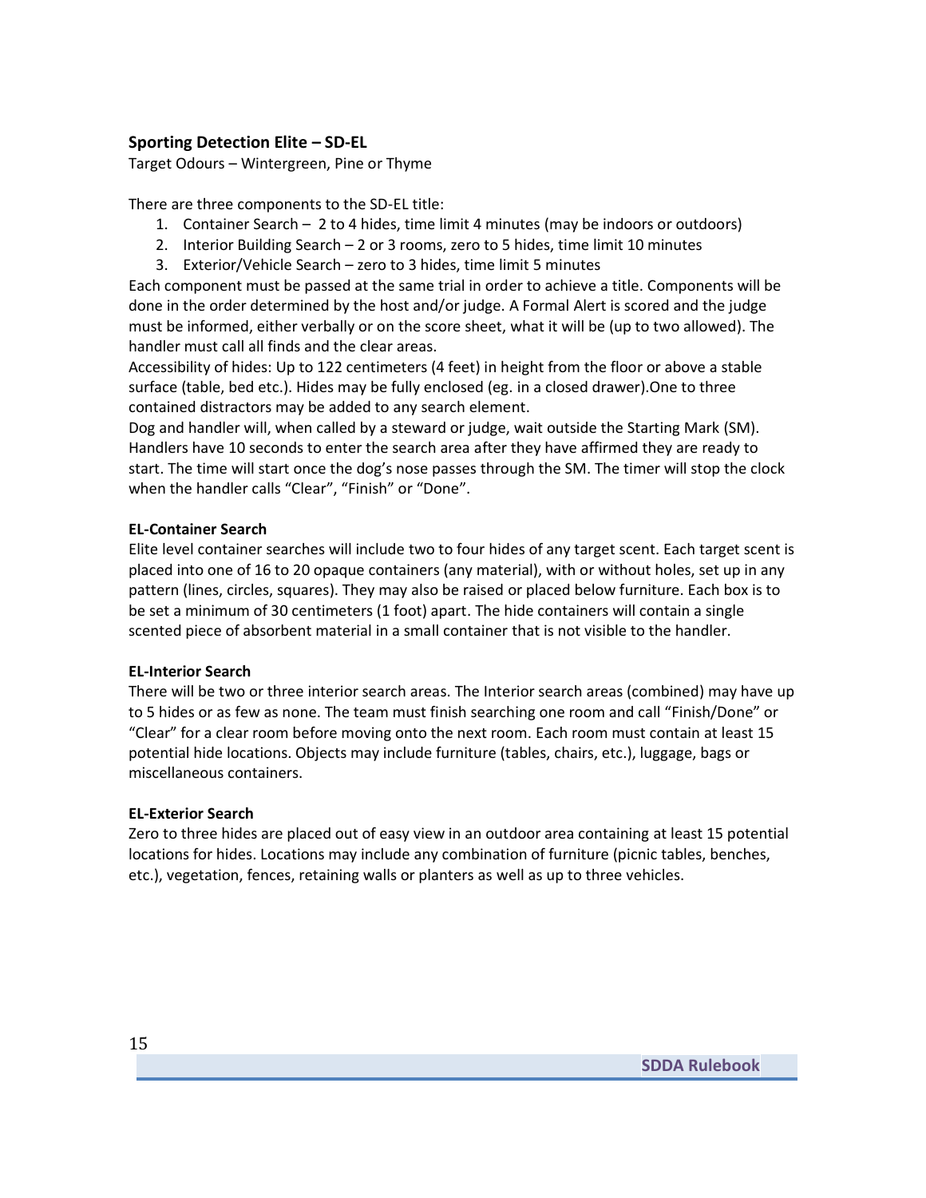### Sporting Detection Elite – SD-EL

Target Odours – Wintergreen, Pine or Thyme

There are three components to the SD-EL title:

1. Container Search – 2 to 4 hides, time limit 4 minutes (may be indoors or outdoors)
2. Interior Building Search – 2 or 3 rooms, zero to 5 hides, time limit 10 minutes
3. Exterior/Vehicle Search – zero to 3 hides, time limit 5 minutes

Each component must be passed at the same trial in order to achieve a title. Components will be done in the order determined by the host and/or judge. A Formal Alert is scored and the judge must be informed, either verbally or on the score sheet, what it will be (up to two allowed). The handler must call all finds and the clear areas.

Accessibility of hides: Up to 122 centimeters (4 feet) in height from the floor or above a stable surface (table, bed etc.). Hides may be fully enclosed (eg. in a closed drawer).One to three contained distractors may be added to any search element.

Dog and handler will, when called by a steward or judge, wait outside the Starting Mark (SM). Handlers have 10 seconds to enter the search area after they have affirmed they are ready to start. The time will start once the dog's nose passes through the SM. The timer will stop the clock when the handler calls "Clear", "Finish" or "Done".

#### EL-Container Search

Elite level container searches will include two to four hides of any target scent. Each target scent is placed into one of 16 to 20 opaque containers (any material), with or without holes, set up in any pattern (lines, circles, squares). They may also be raised or placed below furniture. Each box is to be set a minimum of 30 centimeters (1 foot) apart. The hide containers will contain a single scented piece of absorbent material in a small container that is not visible to the handler.

#### EL-Interior Search

There will be two or three interior search areas. The Interior search areas (combined) may have up to 5 hides or as few as none. The team must finish searching one room and call "Finish/Done" or "Clear" for a clear room before moving onto the next room. Each room must contain at least 15 potential hide locations. Objects may include furniture (tables, chairs, etc.), luggage, bags or miscellaneous containers.

#### EL-Exterior Search

Zero to three hides are placed out of easy view in an outdoor area containing at least 15 potential locations for hides. Locations may include any combination of furniture (picnic tables, benches, etc.), vegetation, fences, retaining walls or planters as well as up to three vehicles.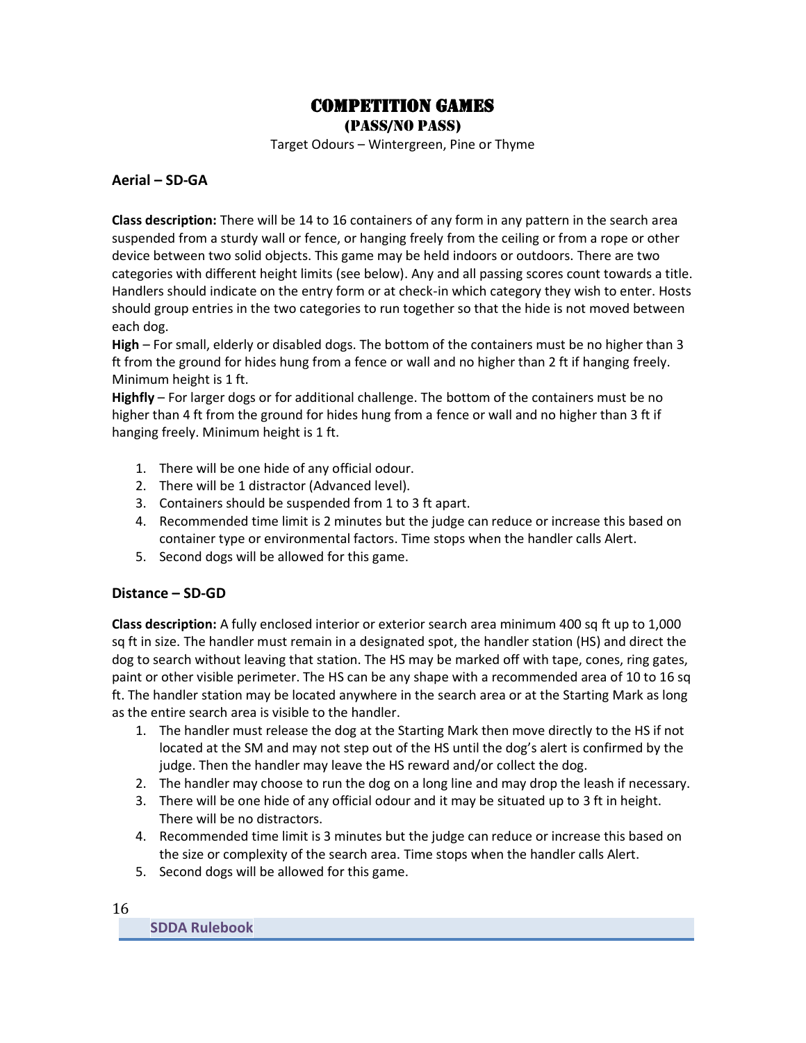# Competition Games

## (Pass/No Pass)

Target Odours – Wintergreen, Pine or Thyme

### Aerial – SD-GA

**Class description:** There will be 14 to 16 containers of any form in any pattern in the search area suspended from a sturdy wall or fence, or hanging freely from the ceiling or from a rope or other device between two solid objects. This game may be held indoors or outdoors. There are two categories with different height limits (see below). Any and all passing scores count towards a title. Handlers should indicate on the entry form or at check-in which category they wish to enter. Hosts should group entries in the two categories to run together so that the hide is not moved between each dog.

**High** – For small, elderly or disabled dogs. The bottom of the containers must be no higher than 3 ft from the ground for hides hung from a fence or wall and no higher than 2 ft if hanging freely. Minimum height is 1 ft.

**Highfly** – For larger dogs or for additional challenge. The bottom of the containers must be no higher than 4 ft from the ground for hides hung from a fence or wall and no higher than 3 ft if hanging freely. Minimum height is 1 ft.

1. There will be one hide of any official odour.
2. There will be 1 distractor (Advanced level).
3. Containers should be suspended from 1 to 3 ft apart.
4. Recommended time limit is 2 minutes but the judge can reduce or increase this based on container type or environmental factors. Time stops when the handler calls Alert.
5. Second dogs will be allowed for this game.

### Distance – SD-GD

**Class description:** A fully enclosed interior or exterior search area minimum 400 sq ft up to 1,000 sq ft in size. The handler must remain in a designated spot, the handler station (HS) and direct the dog to search without leaving that station. The HS may be marked off with tape, cones, ring gates, paint or other visible perimeter. The HS can be any shape with a recommended area of 10 to 16 sq ft. The handler station may be located anywhere in the search area or at the Starting Mark as long as the entire search area is visible to the handler.

1. The handler must release the dog at the Starting Mark then move directly to the HS if not located at the SM and may not step out of the HS until the dog's alert is confirmed by the judge. Then the handler may leave the HS reward and/or collect the dog.
2. The handler may choose to run the dog on a long line and may drop the leash if necessary.
3. There will be one hide of any official odour and it may be situated up to 3 ft in height. There will be no distractors.
4. Recommended time limit is 3 minutes but the judge can reduce or increase this based on the size or complexity of the search area. Time stops when the handler calls Alert.
5. Second dogs will be allowed for this game.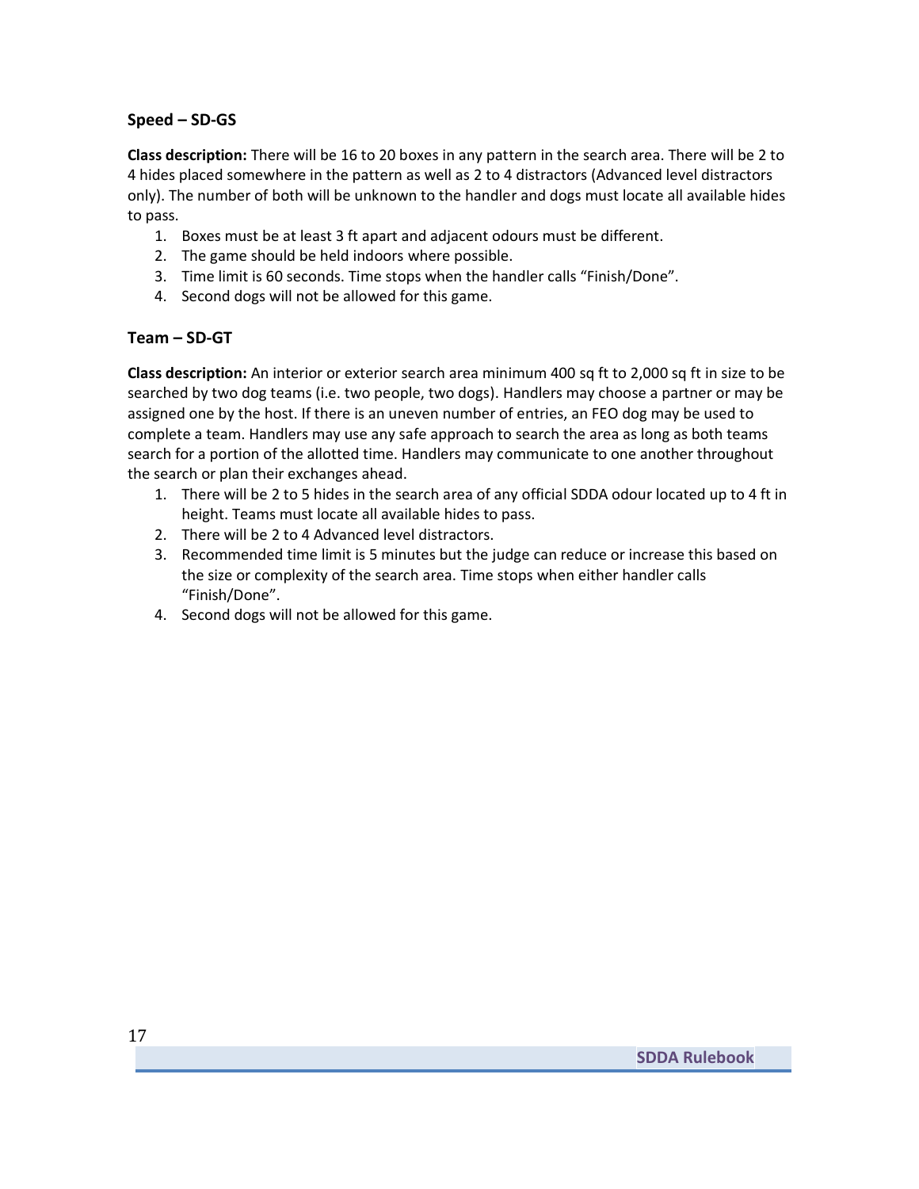### Speed – SD-GS

**Class description:** There will be 16 to 20 boxes in any pattern in the search area. There will be 2 to 4 hides placed somewhere in the pattern as well as 2 to 4 distractors (Advanced level distractors only). The number of both will be unknown to the handler and dogs must locate all available hides to pass.

1. Boxes must be at least 3 ft apart and adjacent odours must be different.
2. The game should be held indoors where possible.
3. Time limit is 60 seconds. Time stops when the handler calls "Finish/Done".
4. Second dogs will not be allowed for this game.

### Team – SD-GT

**Class description:** An interior or exterior search area minimum 400 sq ft to 2,000 sq ft in size to be searched by two dog teams (i.e. two people, two dogs). Handlers may choose a partner or may be assigned one by the host. If there is an uneven number of entries, an FEO dog may be used to complete a team. Handlers may use any safe approach to search the area as long as both teams search for a portion of the allotted time. Handlers may communicate to one another throughout the search or plan their exchanges ahead.

1. There will be 2 to 5 hides in the search area of any official SDDA odour located up to 4 ft in height. Teams must locate all available hides to pass.
2. There will be 2 to 4 Advanced level distractors.
3. Recommended time limit is 5 minutes but the judge can reduce or increase this based on the size or complexity of the search area. Time stops when either handler calls "Finish/Done".
4. Second dogs will not be allowed for this game.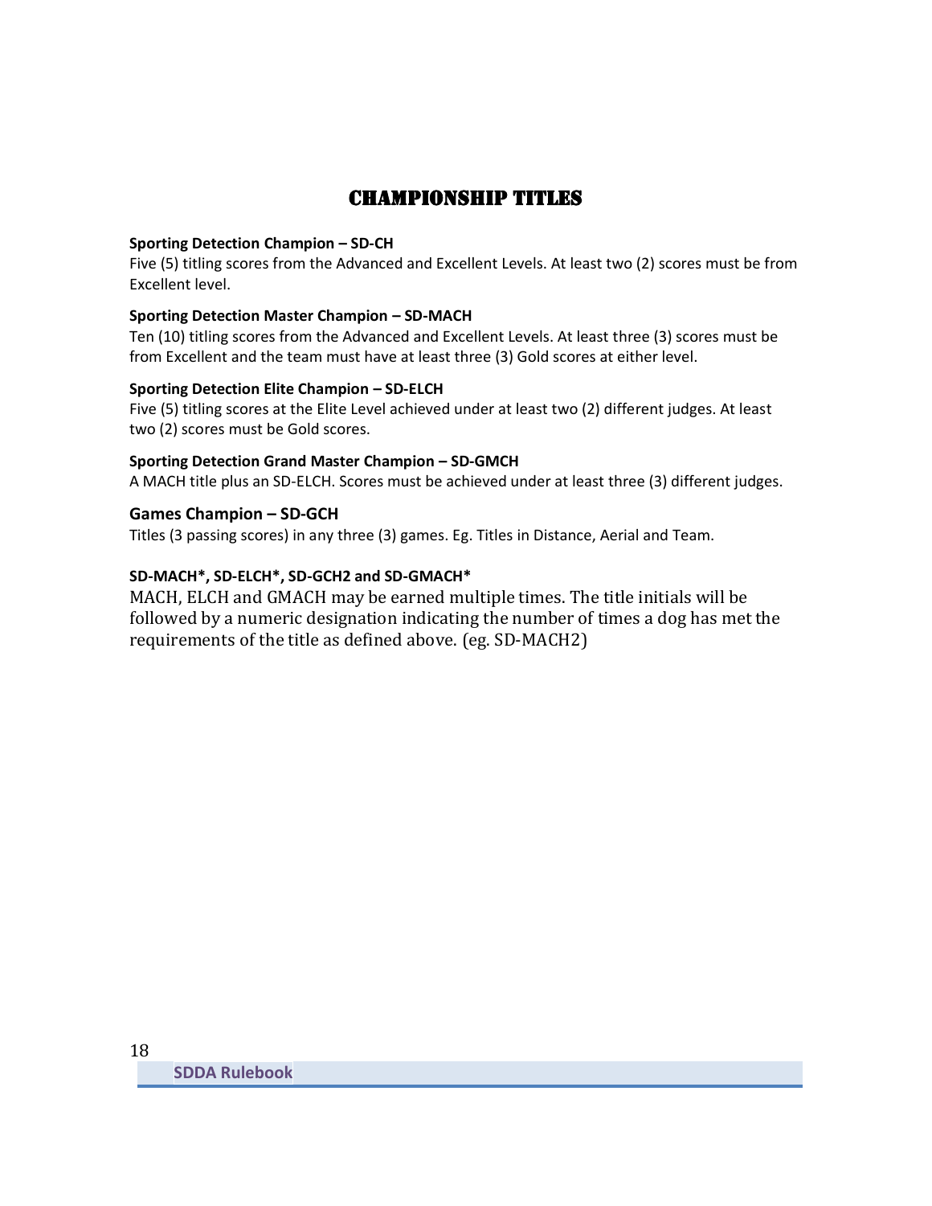# CHAMPIONSHIP TITLES

**Sporting Detection Champion – SD-CH**

Five (5) titling scores from the Advanced and Excellent Levels. At least two (2) scores must be from Excellent level.

**Sporting Detection Master Champion – SD-MACH**

Ten (10) titling scores from the Advanced and Excellent Levels. At least three (3) scores must be from Excellent and the team must have at least three (3) Gold scores at either level.

**Sporting Detection Elite Champion – SD-ELCH**

Five (5) titling scores at the Elite Level achieved under at least two (2) different judges. At least two (2) scores must be Gold scores.

**Sporting Detection Grand Master Champion – SD-GMCH**

A MACH title plus an SD-ELCH. Scores must be achieved under at least three (3) different judges.

**Games Champion – SD-GCH**

Titles (3 passing scores) in any three (3) games. Eg. Titles in Distance, Aerial and Team.

**SD-MACH*, SD-ELCH*, SD-GCH2 and SD-GMACH***

MACH, ELCH and GMACH may be earned multiple times. The title initials will be followed by a numeric designation indicating the number of times a dog has met the requirements of the title as defined above. (eg. SD-MACH2)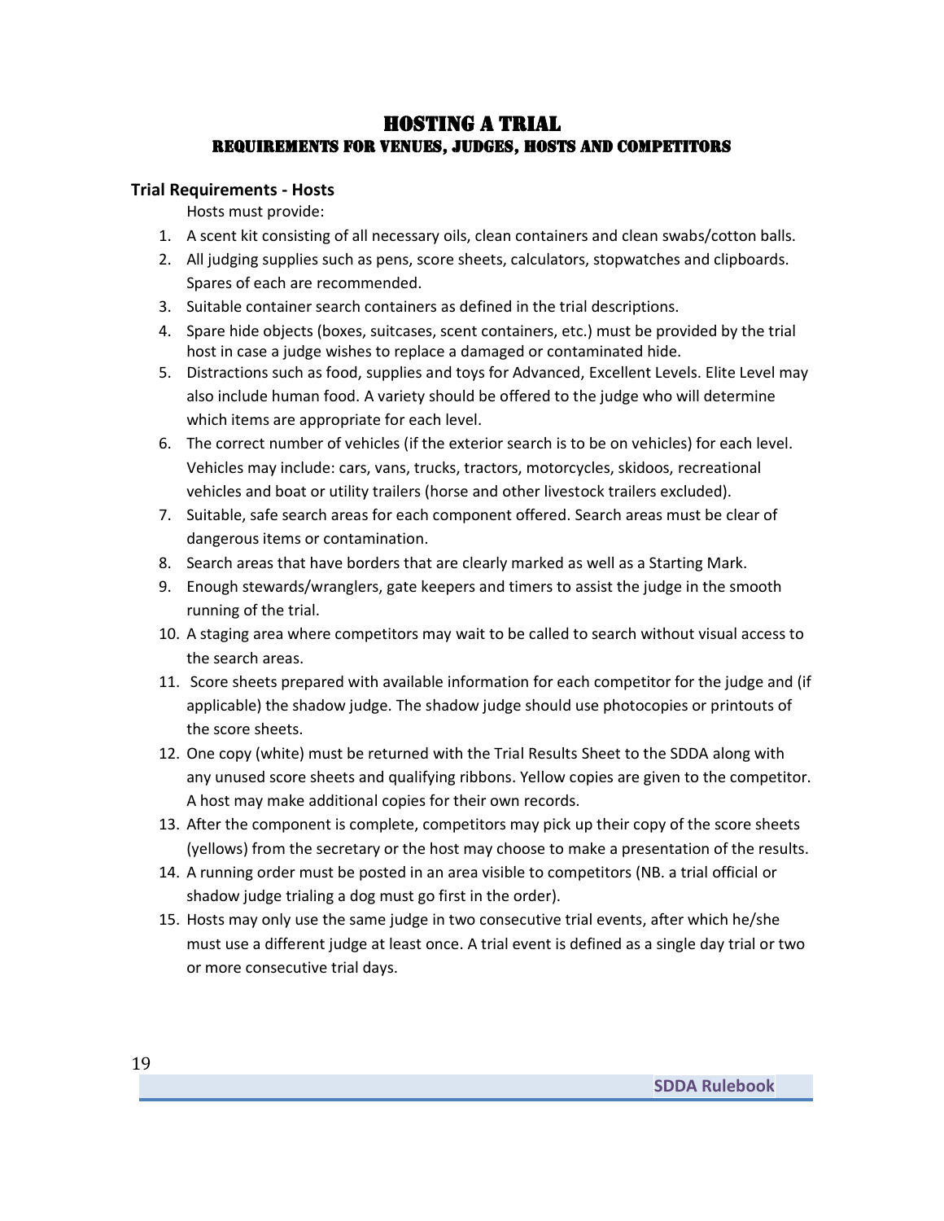# HOSTING A TRIAL

## REQUIREMENTS FOR VENUES, JUDGES, HOSTS AND COMPETITORS

### Trial Requirements - Hosts

Hosts must provide:

1. A scent kit consisting of all necessary oils, clean containers and clean swabs/cotton balls.
2. All judging supplies such as pens, score sheets, calculators, stopwatches and clipboards. Spares of each are recommended.
3. Suitable container search containers as defined in the trial descriptions.
4. Spare hide objects (boxes, suitcases, scent containers, etc.) must be provided by the trial host in case a judge wishes to replace a damaged or contaminated hide.
5. Distractions such as food, supplies and toys for Advanced, Excellent Levels. Elite Level may also include human food. A variety should be offered to the judge who will determine which items are appropriate for each level.
6. The correct number of vehicles (if the exterior search is to be on vehicles) for each level. Vehicles may include: cars, vans, trucks, tractors, motorcycles, skidoos, recreational vehicles and boat or utility trailers (horse and other livestock trailers excluded).
7. Suitable, safe search areas for each component offered. Search areas must be clear of dangerous items or contamination.
8. Search areas that have borders that are clearly marked as well as a Starting Mark.
9. Enough stewards/wranglers, gate keepers and timers to assist the judge in the smooth running of the trial.
10. A staging area where competitors may wait to be called to search without visual access to the search areas.
11. Score sheets prepared with available information for each competitor for the judge and (if applicable) the shadow judge. The shadow judge should use photocopies or printouts of the score sheets.
12. One copy (white) must be returned with the Trial Results Sheet to the SDDA along with any unused score sheets and qualifying ribbons. Yellow copies are given to the competitor. A host may make additional copies for their own records.
13. After the component is complete, competitors may pick up their copy of the score sheets (yellows) from the secretary or the host may choose to make a presentation of the results.
14. A running order must be posted in an area visible to competitors (NB. a trial official or shadow judge trialing a dog must go first in the order).
15. Hosts may only use the same judge in two consecutive trial events, after which he/she must use a different judge at least once. A trial event is defined as a single day trial or two or more consecutive trial days.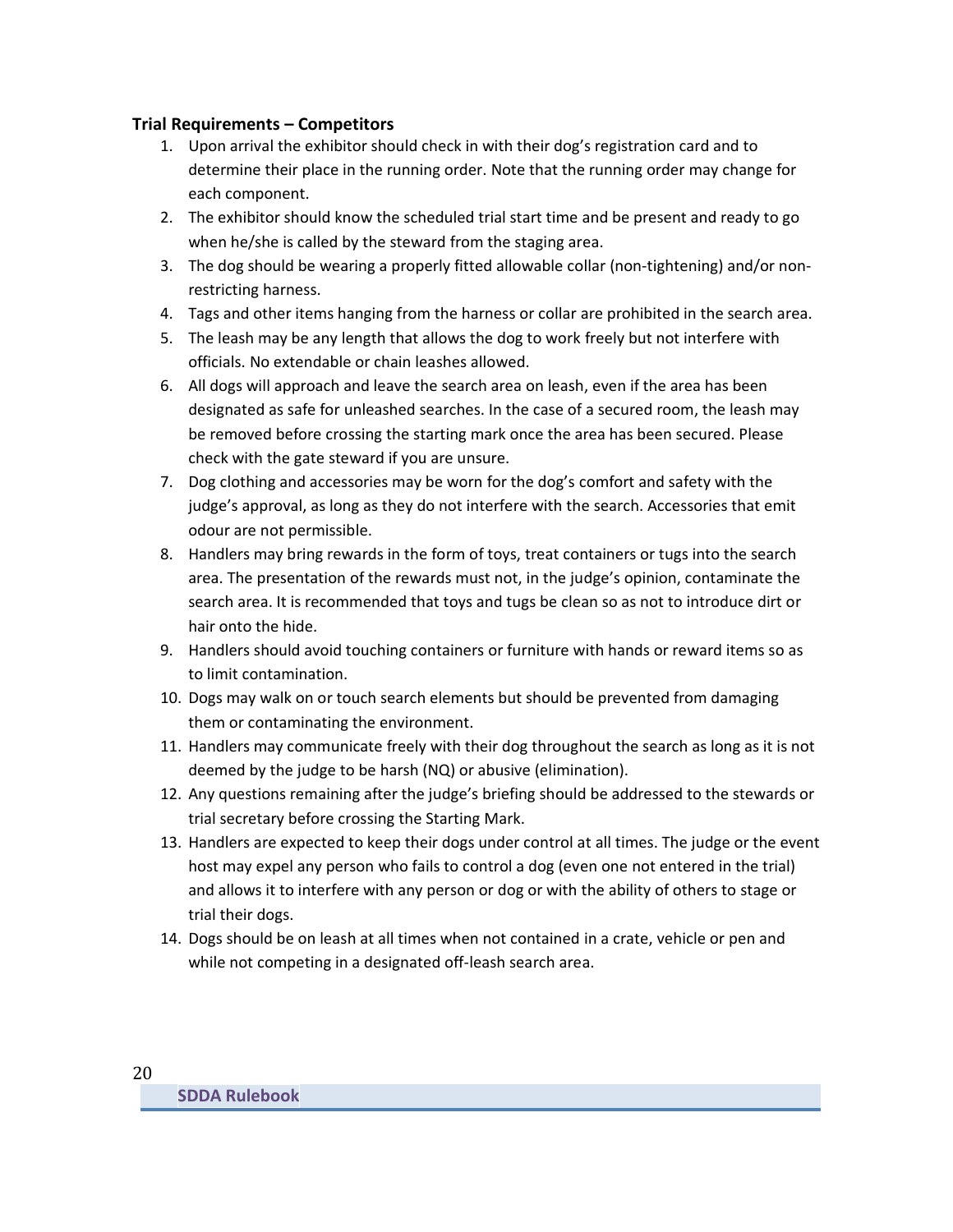**Trial Requirements – Competitors**

1. Upon arrival the exhibitor should check in with their dog's registration card and to determine their place in the running order. Note that the running order may change for each component.
2. The exhibitor should know the scheduled trial start time and be present and ready to go when he/she is called by the steward from the staging area.
3. The dog should be wearing a properly fitted allowable collar (non-tightening) and/or non-restricting harness.
4. Tags and other items hanging from the harness or collar are prohibited in the search area.
5. The leash may be any length that allows the dog to work freely but not interfere with officials. No extendable or chain leashes allowed.
6. All dogs will approach and leave the search area on leash, even if the area has been designated as safe for unleashed searches. In the case of a secured room, the leash may be removed before crossing the starting mark once the area has been secured. Please check with the gate steward if you are unsure.
7. Dog clothing and accessories may be worn for the dog's comfort and safety with the judge's approval, as long as they do not interfere with the search. Accessories that emit odour are not permissible.
8. Handlers may bring rewards in the form of toys, treat containers or tugs into the search area. The presentation of the rewards must not, in the judge's opinion, contaminate the search area. It is recommended that toys and tugs be clean so as not to introduce dirt or hair onto the hide.
9. Handlers should avoid touching containers or furniture with hands or reward items so as to limit contamination.
10. Dogs may walk on or touch search elements but should be prevented from damaging them or contaminating the environment.
11. Handlers may communicate freely with their dog throughout the search as long as it is not deemed by the judge to be harsh (NQ) or abusive (elimination).
12. Any questions remaining after the judge's briefing should be addressed to the stewards or trial secretary before crossing the Starting Mark.
13. Handlers are expected to keep their dogs under control at all times. The judge or the event host may expel any person who fails to control a dog (even one not entered in the trial) and allows it to interfere with any person or dog or with the ability of others to stage or trial their dogs.
14. Dogs should be on leash at all times when not contained in a crate, vehicle or pen and while not competing in a designated off-leash search area.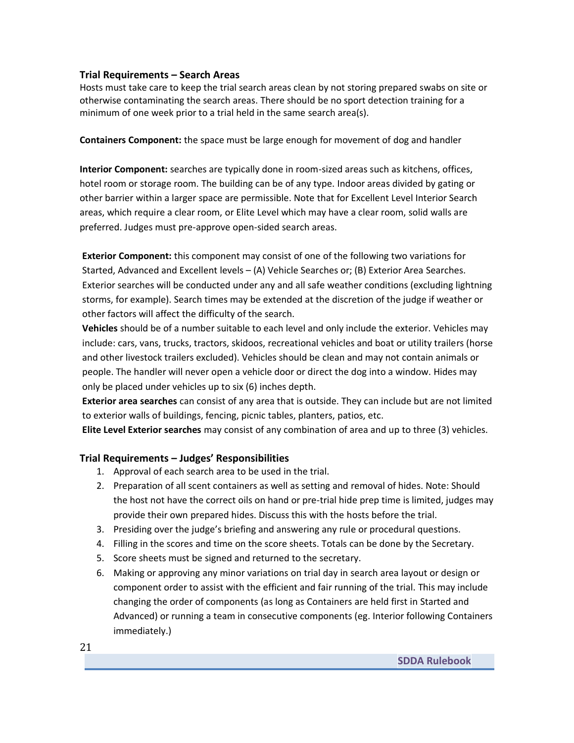### Trial Requirements – Search Areas

Hosts must take care to keep the trial search areas clean by not storing prepared swabs on site or otherwise contaminating the search areas. There should be no sport detection training for a minimum of one week prior to a trial held in the same search area(s).

**Containers Component:** the space must be large enough for movement of dog and handler

**Interior Component:** searches are typically done in room-sized areas such as kitchens, offices, hotel room or storage room. The building can be of any type. Indoor areas divided by gating or other barrier within a larger space are permissible. Note that for Excellent Level Interior Search areas, which require a clear room, or Elite Level which may have a clear room, solid walls are preferred. Judges must pre-approve open-sided search areas.

**Exterior Component:** this component may consist of one of the following two variations for Started, Advanced and Excellent levels – (A) Vehicle Searches or; (B) Exterior Area Searches. Exterior searches will be conducted under any and all safe weather conditions (excluding lightning storms, for example). Search times may be extended at the discretion of the judge if weather or other factors will affect the difficulty of the search.

**Vehicles** should be of a number suitable to each level and only include the exterior. Vehicles may include: cars, vans, trucks, tractors, skidoos, recreational vehicles and boat or utility trailers (horse and other livestock trailers excluded). Vehicles should be clean and may not contain animals or people. The handler will never open a vehicle door or direct the dog into a window. Hides may only be placed under vehicles up to six (6) inches depth.

**Exterior area searches** can consist of any area that is outside. They can include but are not limited to exterior walls of buildings, fencing, picnic tables, planters, patios, etc.

**Elite Level Exterior searches** may consist of any combination of area and up to three (3) vehicles.

### Trial Requirements – Judges' Responsibilities

1. Approval of each search area to be used in the trial.
2. Preparation of all scent containers as well as setting and removal of hides. Note: Should the host not have the correct oils on hand or pre-trial hide prep time is limited, judges may provide their own prepared hides. Discuss this with the hosts before the trial.
3. Presiding over the judge's briefing and answering any rule or procedural questions.
4. Filling in the scores and time on the score sheets. Totals can be done by the Secretary.
5. Score sheets must be signed and returned to the secretary.
6. Making or approving any minor variations on trial day in search area layout or design or component order to assist with the efficient and fair running of the trial. This may include changing the order of components (as long as Containers are held first in Started and Advanced) or running a team in consecutive components (eg. Interior following Containers immediately.)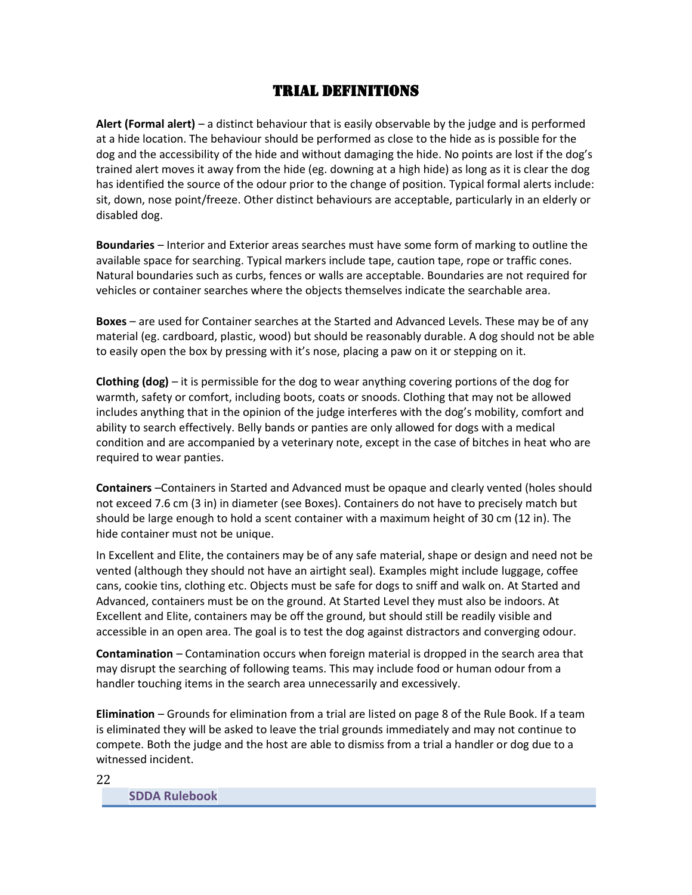# TRIAL DEFINITIONS

**Alert (Formal alert)** – a distinct behaviour that is easily observable by the judge and is performed at a hide location. The behaviour should be performed as close to the hide as is possible for the dog and the accessibility of the hide and without damaging the hide. No points are lost if the dog's trained alert moves it away from the hide (eg. downing at a high hide) as long as it is clear the dog has identified the source of the odour prior to the change of position. Typical formal alerts include: sit, down, nose point/freeze. Other distinct behaviours are acceptable, particularly in an elderly or disabled dog.

**Boundaries** – Interior and Exterior areas searches must have some form of marking to outline the available space for searching. Typical markers include tape, caution tape, rope or traffic cones. Natural boundaries such as curbs, fences or walls are acceptable. Boundaries are not required for vehicles or container searches where the objects themselves indicate the searchable area.

**Boxes** – are used for Container searches at the Started and Advanced Levels. These may be of any material (eg. cardboard, plastic, wood) but should be reasonably durable. A dog should not be able to easily open the box by pressing with it's nose, placing a paw on it or stepping on it.

**Clothing (dog)** – it is permissible for the dog to wear anything covering portions of the dog for warmth, safety or comfort, including boots, coats or snoods. Clothing that may not be allowed includes anything that in the opinion of the judge interferes with the dog's mobility, comfort and ability to search effectively. Belly bands or panties are only allowed for dogs with a medical condition and are accompanied by a veterinary note, except in the case of bitches in heat who are required to wear panties.

**Containers** –Containers in Started and Advanced must be opaque and clearly vented (holes should not exceed 7.6 cm (3 in) in diameter (see Boxes). Containers do not have to precisely match but should be large enough to hold a scent container with a maximum height of 30 cm (12 in). The hide container must not be unique.

In Excellent and Elite, the containers may be of any safe material, shape or design and need not be vented (although they should not have an airtight seal). Examples might include luggage, coffee cans, cookie tins, clothing etc. Objects must be safe for dogs to sniff and walk on. At Started and Advanced, containers must be on the ground. At Started Level they must also be indoors. At Excellent and Elite, containers may be off the ground, but should still be readily visible and accessible in an open area. The goal is to test the dog against distractors and converging odour.

**Contamination** – Contamination occurs when foreign material is dropped in the search area that may disrupt the searching of following teams. This may include food or human odour from a handler touching items in the search area unnecessarily and excessively.

**Elimination** – Grounds for elimination from a trial are listed on page 8 of the Rule Book. If a team is eliminated they will be asked to leave the trial grounds immediately and may not continue to compete. Both the judge and the host are able to dismiss from a trial a handler or dog due to a witnessed incident.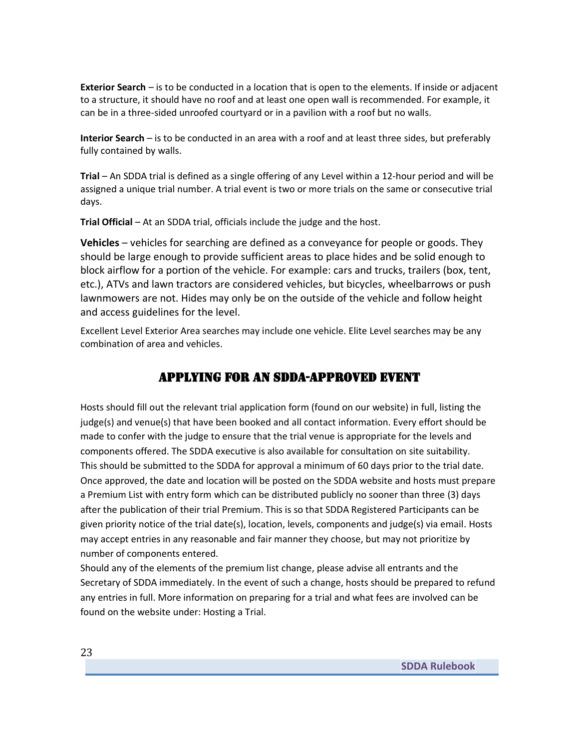**Exterior Search** – is to be conducted in a location that is open to the elements. If inside or adjacent to a structure, it should have no roof and at least one open wall is recommended. For example, it can be in a three-sided unroofed courtyard or in a pavilion with a roof but no walls.

**Interior Search** – is to be conducted in an area with a roof and at least three sides, but preferably fully contained by walls.

**Trial** – An SDDA trial is defined as a single offering of any Level within a 12-hour period and will be assigned a unique trial number. A trial event is two or more trials on the same or consecutive trial days.

**Trial Official** – At an SDDA trial, officials include the judge and the host.

**Vehicles** – vehicles for searching are defined as a conveyance for people or goods. They should be large enough to provide sufficient areas to place hides and be solid enough to block airflow for a portion of the vehicle. For example: cars and trucks, trailers (box, tent, etc.), ATVs and lawn tractors are considered vehicles, but bicycles, wheelbarrows or push lawnmowers are not. Hides may only be on the outside of the vehicle and follow height and access guidelines for the level.

Excellent Level Exterior Area searches may include one vehicle. Elite Level searches may be any combination of area and vehicles.

## APPLYING FOR AN SDDA-APPROVED EVENT

Hosts should fill out the relevant trial application form (found on our website) in full, listing the judge(s) and venue(s) that have been booked and all contact information. Every effort should be made to confer with the judge to ensure that the trial venue is appropriate for the levels and components offered. The SDDA executive is also available for consultation on site suitability. This should be submitted to the SDDA for approval a minimum of 60 days prior to the trial date. Once approved, the date and location will be posted on the SDDA website and hosts must prepare a Premium List with entry form which can be distributed publicly no sooner than three (3) days after the publication of their trial Premium. This is so that SDDA Registered Participants can be given priority notice of the trial date(s), location, levels, components and judge(s) via email. Hosts may accept entries in any reasonable and fair manner they choose, but may not prioritize by number of components entered.

Should any of the elements of the premium list change, please advise all entrants and the Secretary of SDDA immediately. In the event of such a change, hosts should be prepared to refund any entries in full. More information on preparing for a trial and what fees are involved can be found on the website under: Hosting a Trial.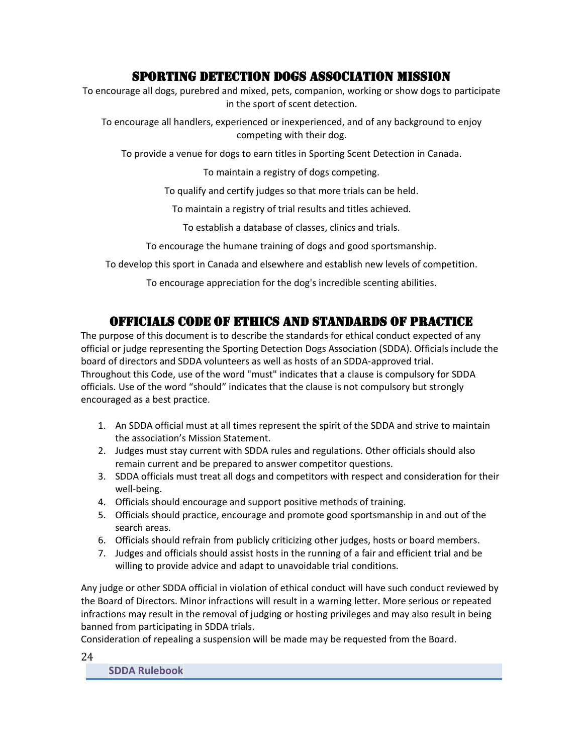## SPORTING DETECTION DOGS ASSOCIATION MISSION

To encourage all dogs, purebred and mixed, pets, companion, working or show dogs to participate in the sport of scent detection.

To encourage all handlers, experienced or inexperienced, and of any background to enjoy competing with their dog.

To provide a venue for dogs to earn titles in Sporting Scent Detection in Canada.

To maintain a registry of dogs competing.

To qualify and certify judges so that more trials can be held.

To maintain a registry of trial results and titles achieved.

To establish a database of classes, clinics and trials.

To encourage the humane training of dogs and good sportsmanship.

To develop this sport in Canada and elsewhere and establish new levels of competition.

To encourage appreciation for the dog's incredible scenting abilities.

## OFFICIALS CODE OF ETHICS AND STANDARDS OF PRACTICE

The purpose of this document is to describe the standards for ethical conduct expected of any official or judge representing the Sporting Detection Dogs Association (SDDA). Officials include the board of directors and SDDA volunteers as well as hosts of an SDDA-approved trial. Throughout this Code, use of the word "must" indicates that a clause is compulsory for SDDA officials. Use of the word "should" indicates that the clause is not compulsory but strongly encouraged as a best practice.

1. An SDDA official must at all times represent the spirit of the SDDA and strive to maintain the association's Mission Statement.
2. Judges must stay current with SDDA rules and regulations. Other officials should also remain current and be prepared to answer competitor questions.
3. SDDA officials must treat all dogs and competitors with respect and consideration for their well-being.
4. Officials should encourage and support positive methods of training.
5. Officials should practice, encourage and promote good sportsmanship in and out of the search areas.
6. Officials should refrain from publicly criticizing other judges, hosts or board members.
7. Judges and officials should assist hosts in the running of a fair and efficient trial and be willing to provide advice and adapt to unavoidable trial conditions.

Any judge or other SDDA official in violation of ethical conduct will have such conduct reviewed by the Board of Directors. Minor infractions will result in a warning letter. More serious or repeated infractions may result in the removal of judging or hosting privileges and may also result in being banned from participating in SDDA trials.
Consideration of repealing a suspension will be made may be requested from the Board.